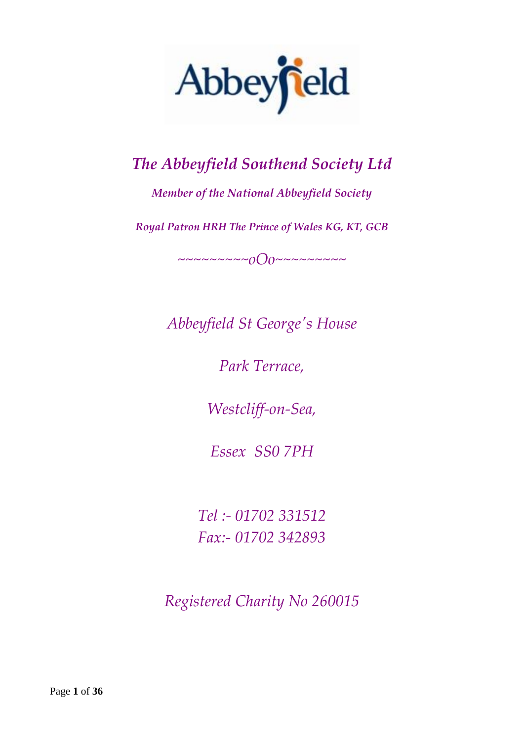Abbeyfield

# *The Abbeyfield Southend Society Ltd*

***Member of the National Abbeyfield Society***

***Royal Patron HRH The Prince of Wales KG, KT, GCB***

*~~~~~~~~~oOo~~~~~~~~~*

*Abbeyfield St George's House*

*Park Terrace,*

*Westcliff-on-Sea,*

*Essex SS0 7PH*

*Tel :- 01702 331512*
*Fax:- 01702 342893*

*Registered Charity No 260015*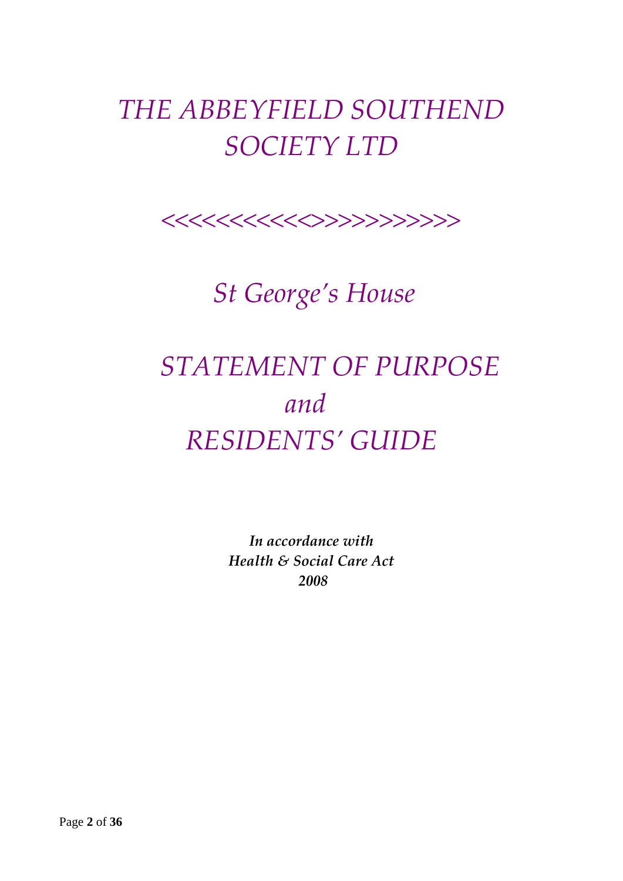# *THE ABBEYFIELD SOUTHEND SOCIETY LTD*

*<<<<<<<<<<<>>>>>>>>>>*

## *St George's House*

# *STATEMENT OF PURPOSE*
# *and*
# *RESIDENTS' GUIDE*

***In accordance with***
***Health & Social Care Act***
***2008***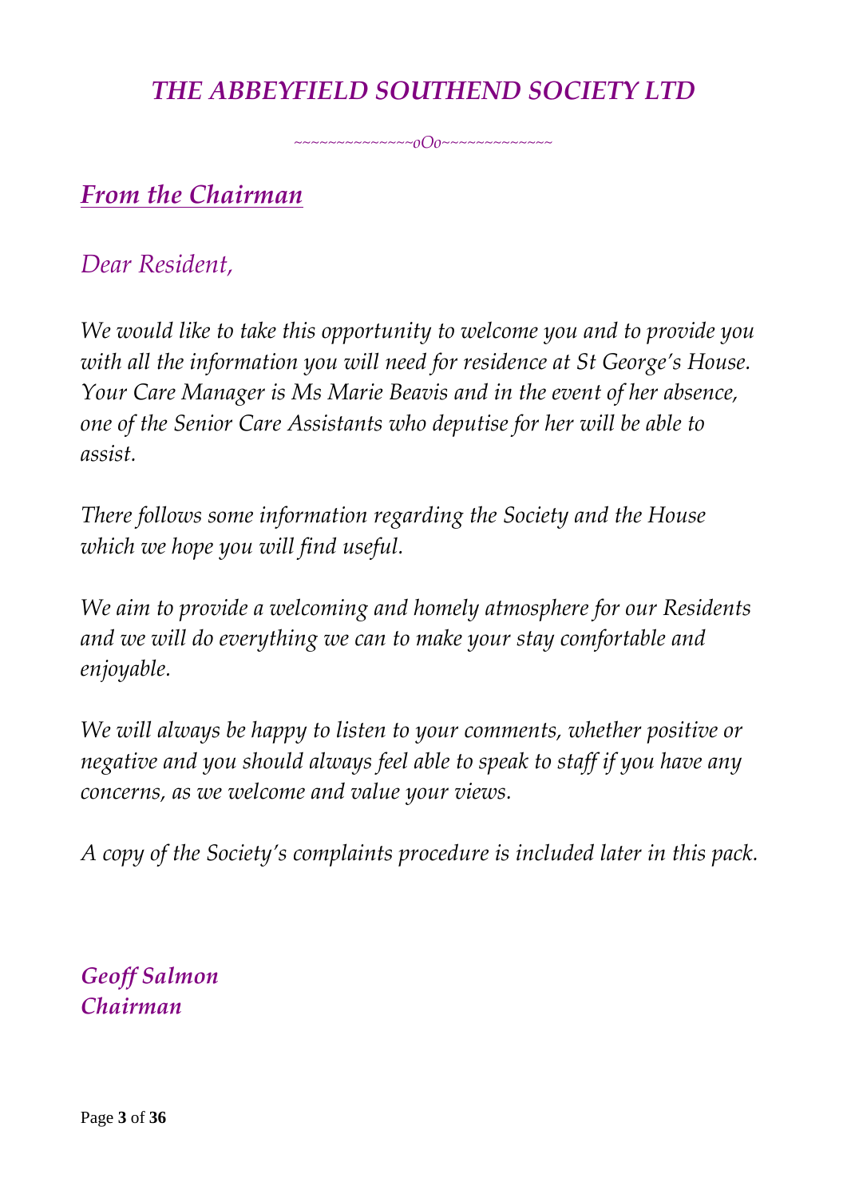# *THE ABBEYFIELD SOUTHEND SOCIETY LTD*

~~~~~~~~~~~~~~oOo~~~~~~~~~~~~~

## *From the Chairman*

*Dear Resident,*

*We would like to take this opportunity to welcome you and to provide you with all the information you will need for residence at St George's House. Your Care Manager is Ms Marie Beavis and in the event of her absence, one of the Senior Care Assistants who deputise for her will be able to assist.*

*There follows some information regarding the Society and the House which we hope you will find useful.*

*We aim to provide a welcoming and homely atmosphere for our Residents and we will do everything we can to make your stay comfortable and enjoyable.*

*We will always be happy to listen to your comments, whether positive or negative and you should always feel able to speak to staff if you have any concerns, as we welcome and value your views.*

*A copy of the Society's complaints procedure is included later in this pack.*

***Geoff Salmon***
***Chairman***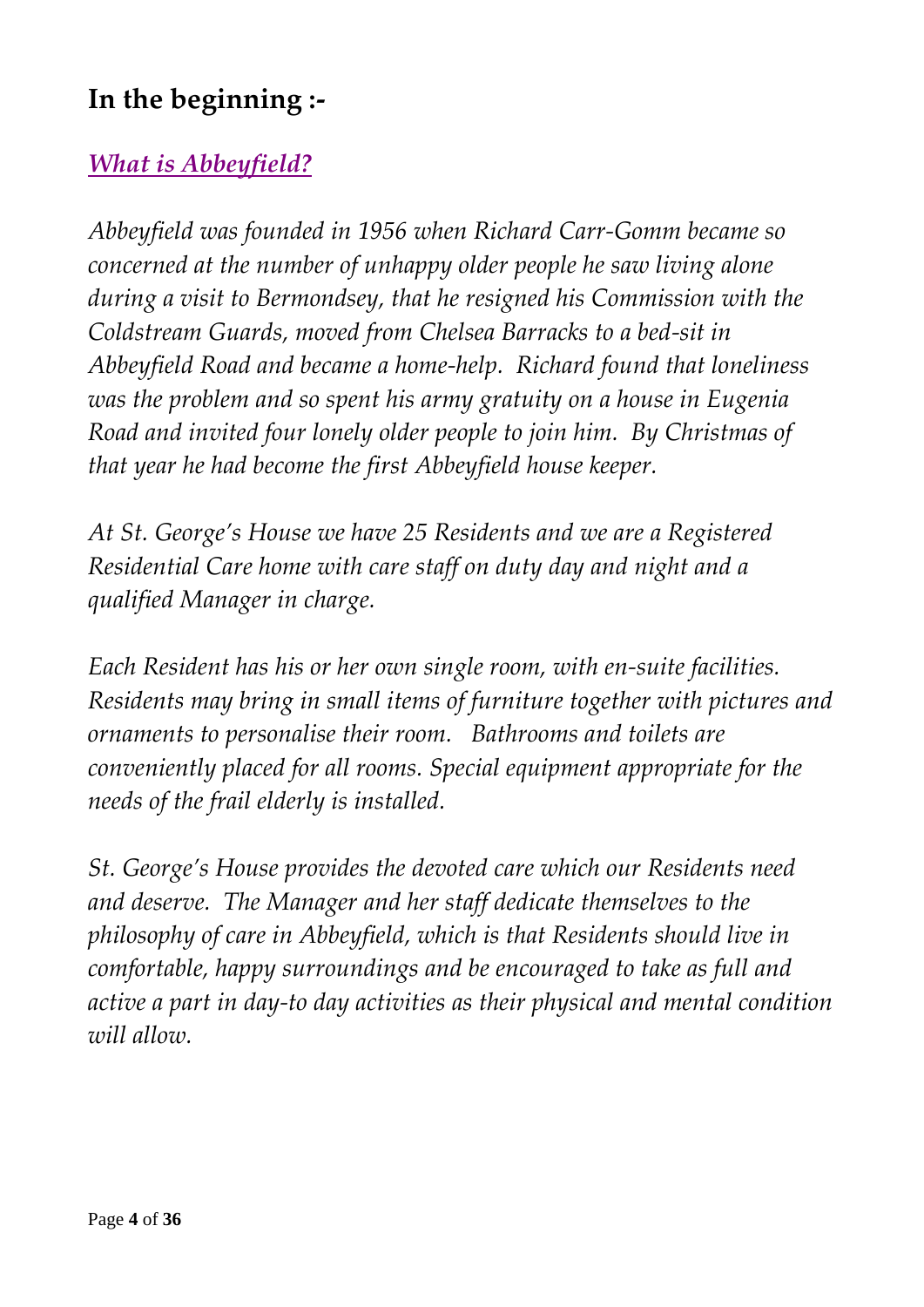## In the beginning :-

### ***What is Abbeyfield?***

*Abbeyfield was founded in 1956 when Richard Carr-Gomm became so concerned at the number of unhappy older people he saw living alone during a visit to Bermondsey, that he resigned his Commission with the Coldstream Guards, moved from Chelsea Barracks to a bed-sit in Abbeyfield Road and became a home-help. Richard found that loneliness was the problem and so spent his army gratuity on a house in Eugenia Road and invited four lonely older people to join him. By Christmas of that year he had become the first Abbeyfield house keeper.*

*At St. George's House we have 25 Residents and we are a Registered Residential Care home with care staff on duty day and night and a qualified Manager in charge.*

*Each Resident has his or her own single room, with en-suite facilities. Residents may bring in small items of furniture together with pictures and ornaments to personalise their room. Bathrooms and toilets are conveniently placed for all rooms. Special equipment appropriate for the needs of the frail elderly is installed.*

*St. George's House provides the devoted care which our Residents need and deserve. The Manager and her staff dedicate themselves to the philosophy of care in Abbeyfield, which is that Residents should live in comfortable, happy surroundings and be encouraged to take as full and active a part in day-to day activities as their physical and mental condition will allow.*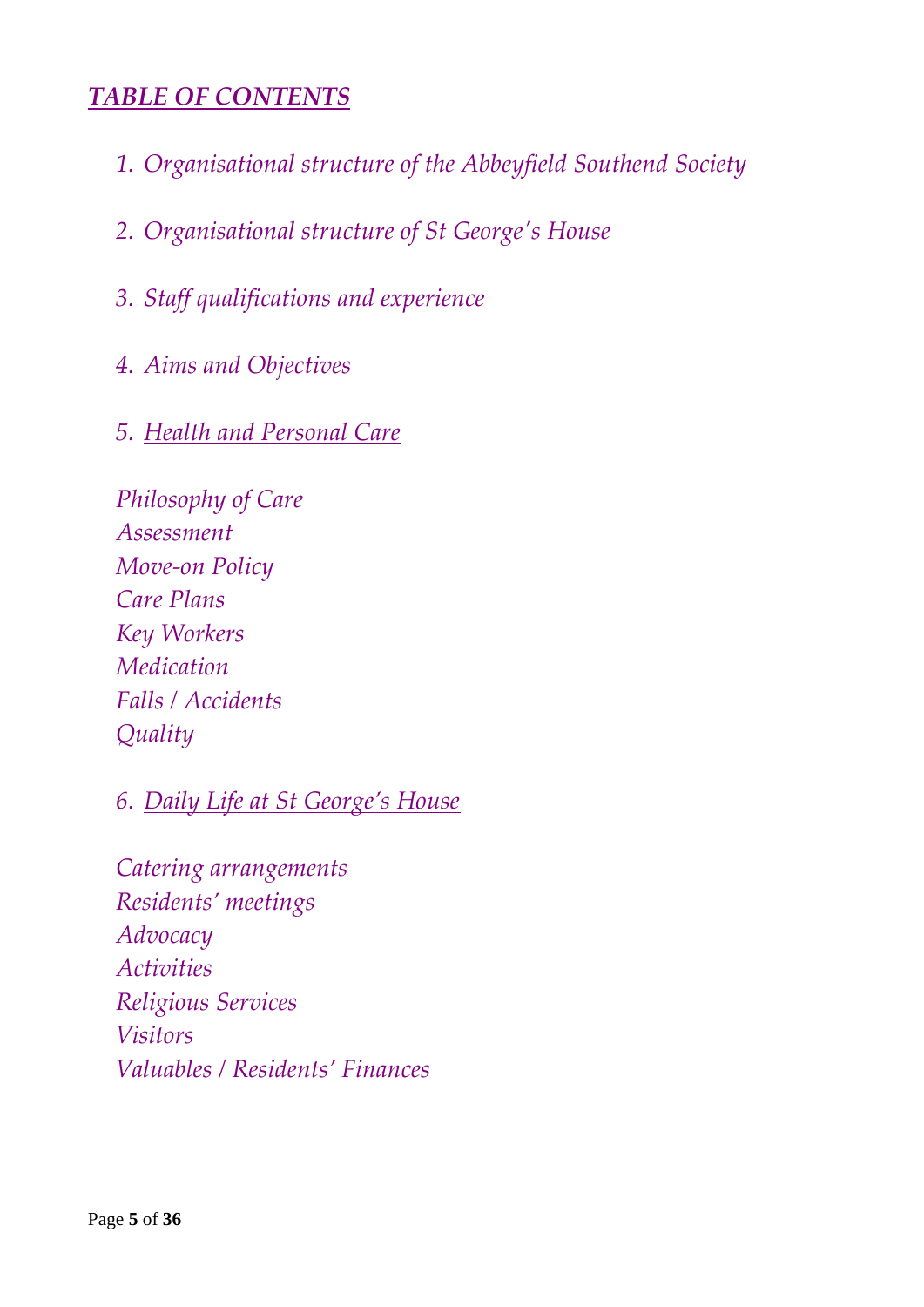## *TABLE OF CONTENTS*

1. *Organisational structure of the Abbeyfield Southend Society*

2. *Organisational structure of St George's House*

3. *Staff qualifications and experience*

4. *Aims and Objectives*

5. *Health and Personal Care*

*Philosophy of Care*
*Assessment*
*Move-on Policy*
*Care Plans*
*Key Workers*
*Medication*
*Falls / Accidents*
*Quality*

6. *Daily Life at St George's House*

*Catering arrangements*
*Residents' meetings*
*Advocacy*
*Activities*
*Religious Services*
*Visitors*
*Valuables / Residents' Finances*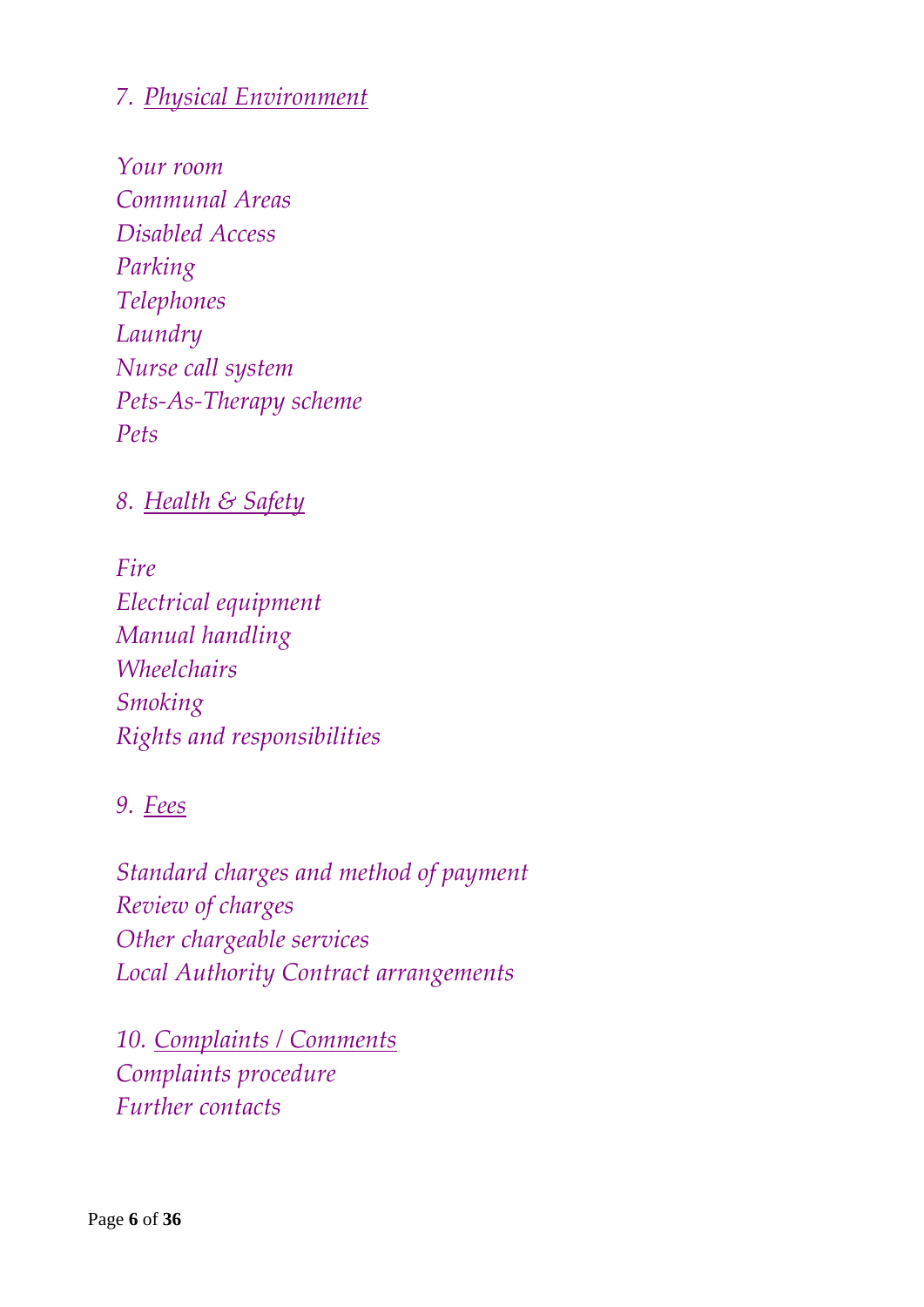7. *Physical Environment*

*Your room*
*Communal Areas*
*Disabled Access*
*Parking*
*Telephones*
*Laundry*
*Nurse call system*
*Pets-As-Therapy scheme*
*Pets*

8. *Health & Safety*

*Fire*
*Electrical equipment*
*Manual handling*
*Wheelchairs*
*Smoking*
*Rights and responsibilities*

9. *Fees*

*Standard charges and method of payment*
*Review of charges*
*Other chargeable services*
*Local Authority Contract arrangements*

10. *Complaints / Comments*
*Complaints procedure*
*Further contacts*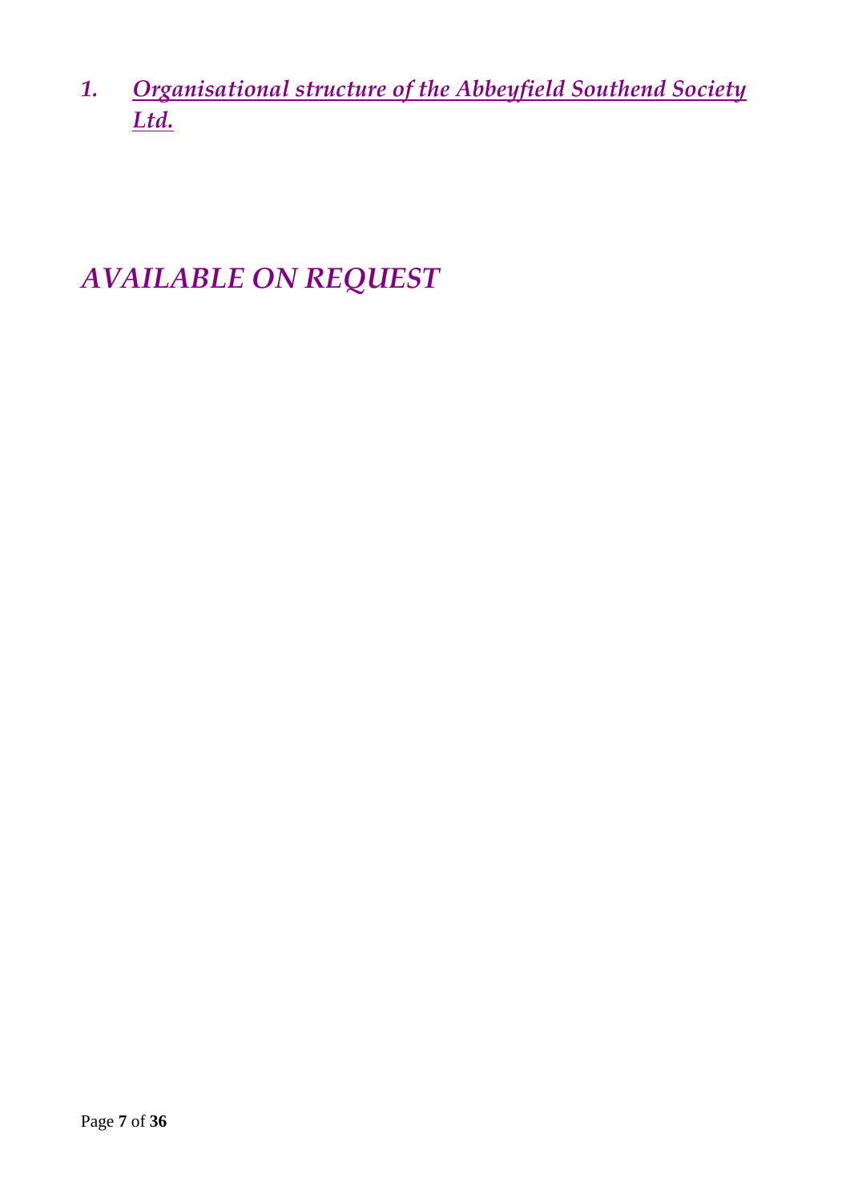## 1. *Organisational structure of the Abbeyfield Southend Society Ltd.*

*AVAILABLE ON REQUEST*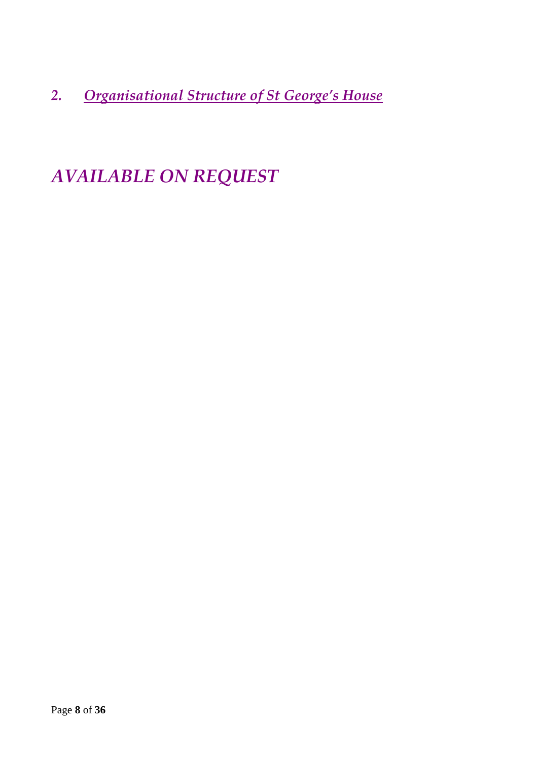## 2. *Organisational Structure of St George's House*

*AVAILABLE ON REQUEST*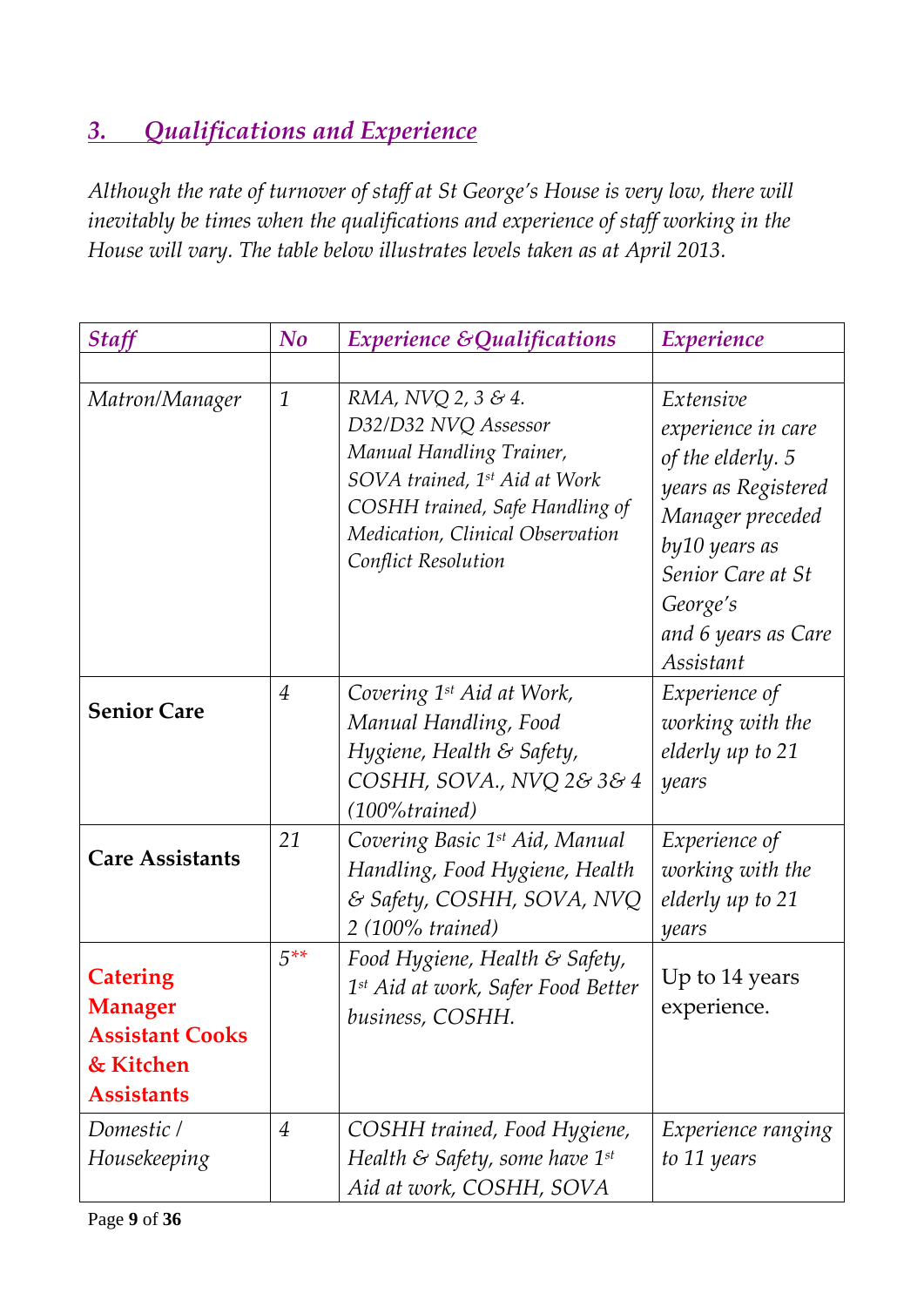## *3. Qualifications and Experience*

*Although the rate of turnover of staff at St George's House is very low, there will inevitably be times when the qualifications and experience of staff working in the House will vary. The table below illustrates levels taken as at April 2013.*

| *Staff* | *No* | *Experience &Qualifications* | *Experience* |
|---|---|---|---|
| | | | |
| *Matron/Manager* | *1* | *RMA, NVQ 2, 3 & 4. D32/D32 NVQ Assessor Manual Handling Trainer, SOVA trained, 1st Aid at Work COSHH trained, Safe Handling of Medication, Clinical Observation Conflict Resolution* | *Extensive experience in care of the elderly. 5 years as Registered Manager preceded by10 years as Senior Care at St George's and 6 years as Care Assistant* |
| **Senior Care** | *4* | *Covering 1st Aid at Work, Manual Handling, Food Hygiene, Health & Safety, COSHH, SOVA., NVQ 2& 3& 4 (100%trained)* | *Experience of working with the elderly up to 21 years* |
| **Care Assistants** | *21* | *Covering Basic 1st Aid, Manual Handling, Food Hygiene, Health & Safety, COSHH, SOVA, NVQ 2 (100% trained)* | *Experience of working with the elderly up to 21 years* |
| **Catering Manager Assistant Cooks & Kitchen Assistants** | *5\*\** | *Food Hygiene, Health & Safety, 1st Aid at work, Safer Food Better business, COSHH.* | Up to 14 years experience. |
| *Domestic / Housekeeping* | *4* | *COSHH trained, Food Hygiene, Health & Safety, some have 1st Aid at work, COSHH, SOVA* | *Experience ranging to 11 years* |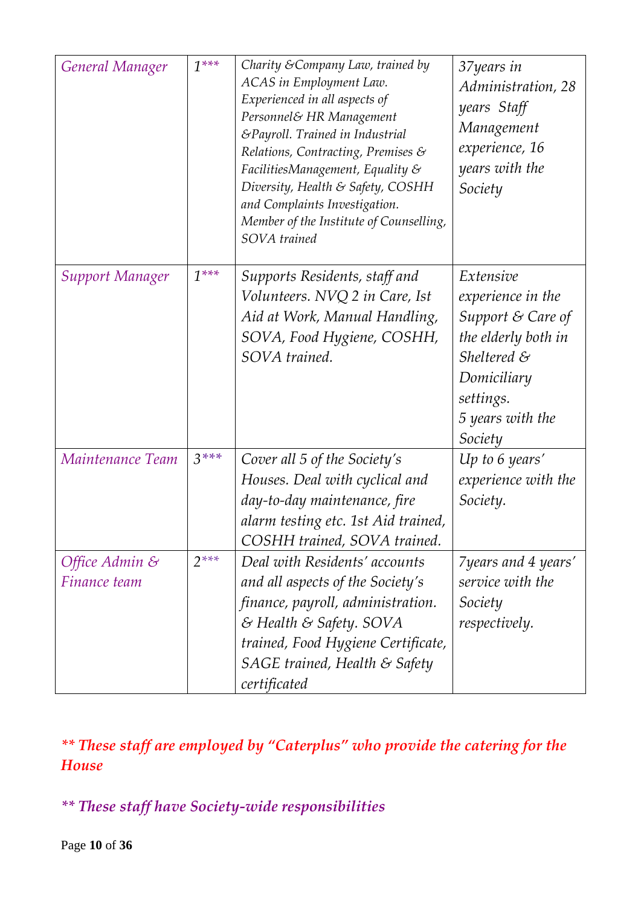| | | | |
|---|---|---|---|
| *General Manager* | *1**** | *Charity &Company Law, trained by ACAS in Employment Law. Experienced in all aspects of Personnel& HR Management &Payroll. Trained in Industrial Relations, Contracting, Premises & FacilitiesManagement, Equality & Diversity, Health & Safety, COSHH and Complaints Investigation. Member of the Institute of Counselling, SOVA trained* | *37years in Administration, 28 years Staff Management experience, 16 years with the Society* |
| *Support Manager* | *1**** | *Supports Residents, staff and Volunteers. NVQ 2 in Care, Ist Aid at Work, Manual Handling, SOVA, Food Hygiene, COSHH, SOVA trained.* | *Extensive experience in the Support & Care of the elderly both in Sheltered & Domiciliary settings. 5 years with the Society* |
| *Maintenance Team* | *3**** | *Cover all 5 of the Society's Houses. Deal with cyclical and day-to-day maintenance, fire alarm testing etc. 1st Aid trained, COSHH trained, SOVA trained.* | *Up to 6 years' experience with the Society.* |
| *Office Admin & Finance team* | *2**** | *Deal with Residents' accounts and all aspects of the Society's finance, payroll, administration. & Health & Safety. SOVA trained, Food Hygiene Certificate, SAGE trained, Health & Safety certificated* | *7years and 4 years' service with the Society respectively.* |

***** These staff are employed by "Caterplus" who provide the catering for the House***

***** These staff have Society-wide responsibilities***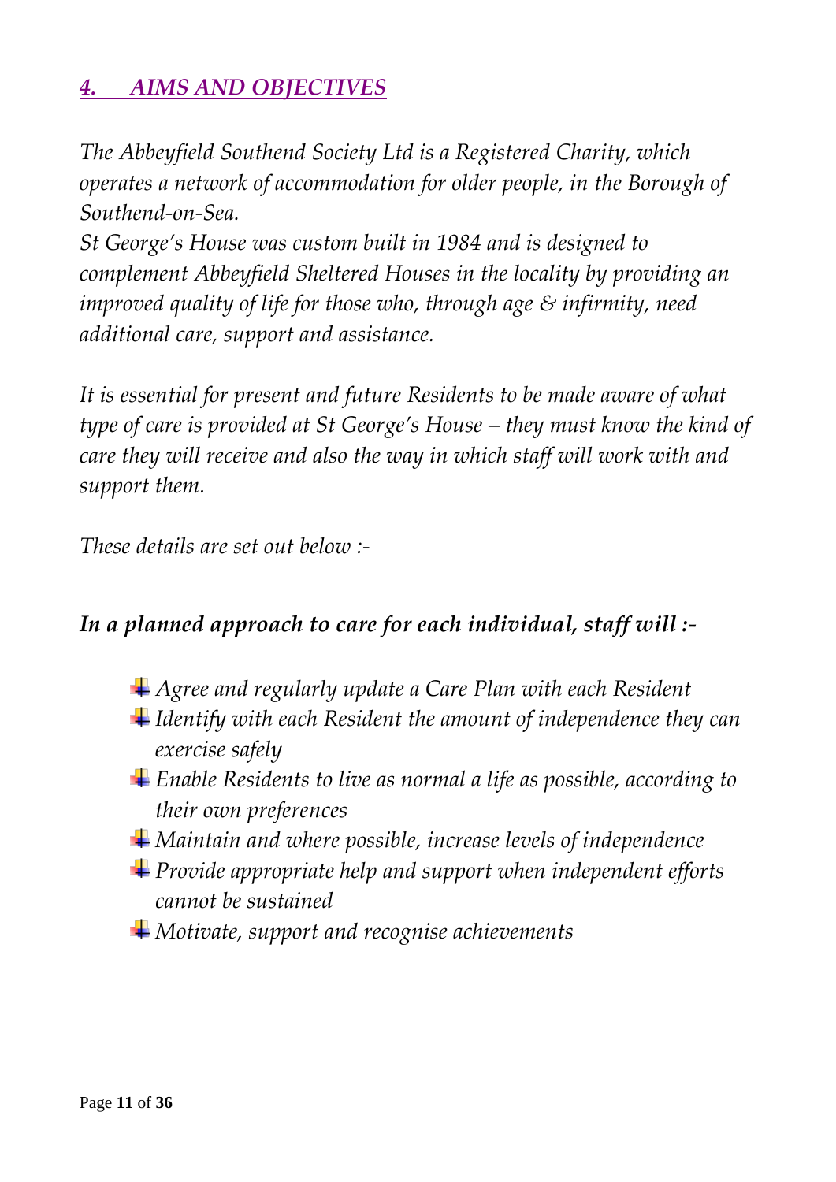## *4. AIMS AND OBJECTIVES*

*The Abbeyfield Southend Society Ltd is a Registered Charity, which operates a network of accommodation for older people, in the Borough of Southend-on-Sea.*

*St George's House was custom built in 1984 and is designed to complement Abbeyfield Sheltered Houses in the locality by providing an improved quality of life for those who, through age & infirmity, need additional care, support and assistance.*

*It is essential for present and future Residents to be made aware of what type of care is provided at St George's House – they must know the kind of care they will receive and also the way in which staff will work with and support them.*

*These details are set out below :-*

***In a planned approach to care for each individual, staff will :-***

- *Agree and regularly update a Care Plan with each Resident*
- *Identify with each Resident the amount of independence they can exercise safely*
- *Enable Residents to live as normal a life as possible, according to their own preferences*
- *Maintain and where possible, increase levels of independence*
- *Provide appropriate help and support when independent efforts cannot be sustained*
- *Motivate, support and recognise achievements*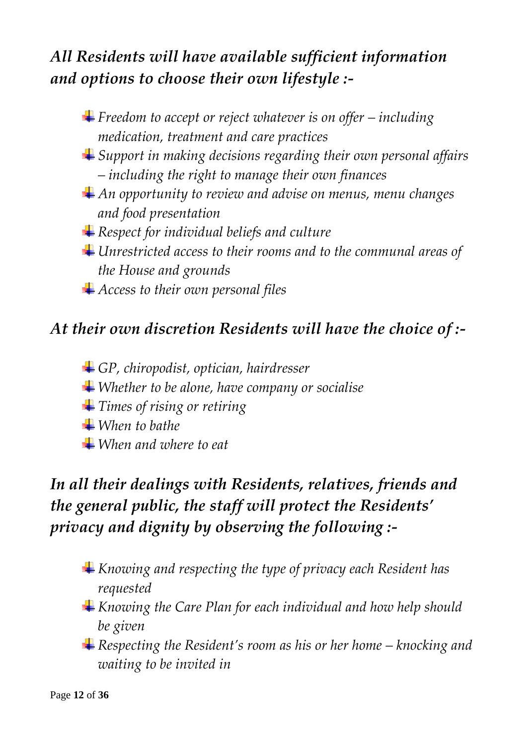***All Residents will have available sufficient information and options to choose their own lifestyle :-***

- *Freedom to accept or reject whatever is on offer – including medication, treatment and care practices*
- *Support in making decisions regarding their own personal affairs – including the right to manage their own finances*
- *An opportunity to review and advise on menus, menu changes and food presentation*
- *Respect for individual beliefs and culture*
- *Unrestricted access to their rooms and to the communal areas of the House and grounds*
- *Access to their own personal files*

***At their own discretion Residents will have the choice of :-***

- *GP, chiropodist, optician, hairdresser*
- *Whether to be alone, have company or socialise*
- *Times of rising or retiring*
- *When to bathe*
- *When and where to eat*

***In all their dealings with Residents, relatives, friends and the general public, the staff will protect the Residents' privacy and dignity by observing the following :-***

- *Knowing and respecting the type of privacy each Resident has requested*
- *Knowing the Care Plan for each individual and how help should be given*
- *Respecting the Resident's room as his or her home – knocking and waiting to be invited in*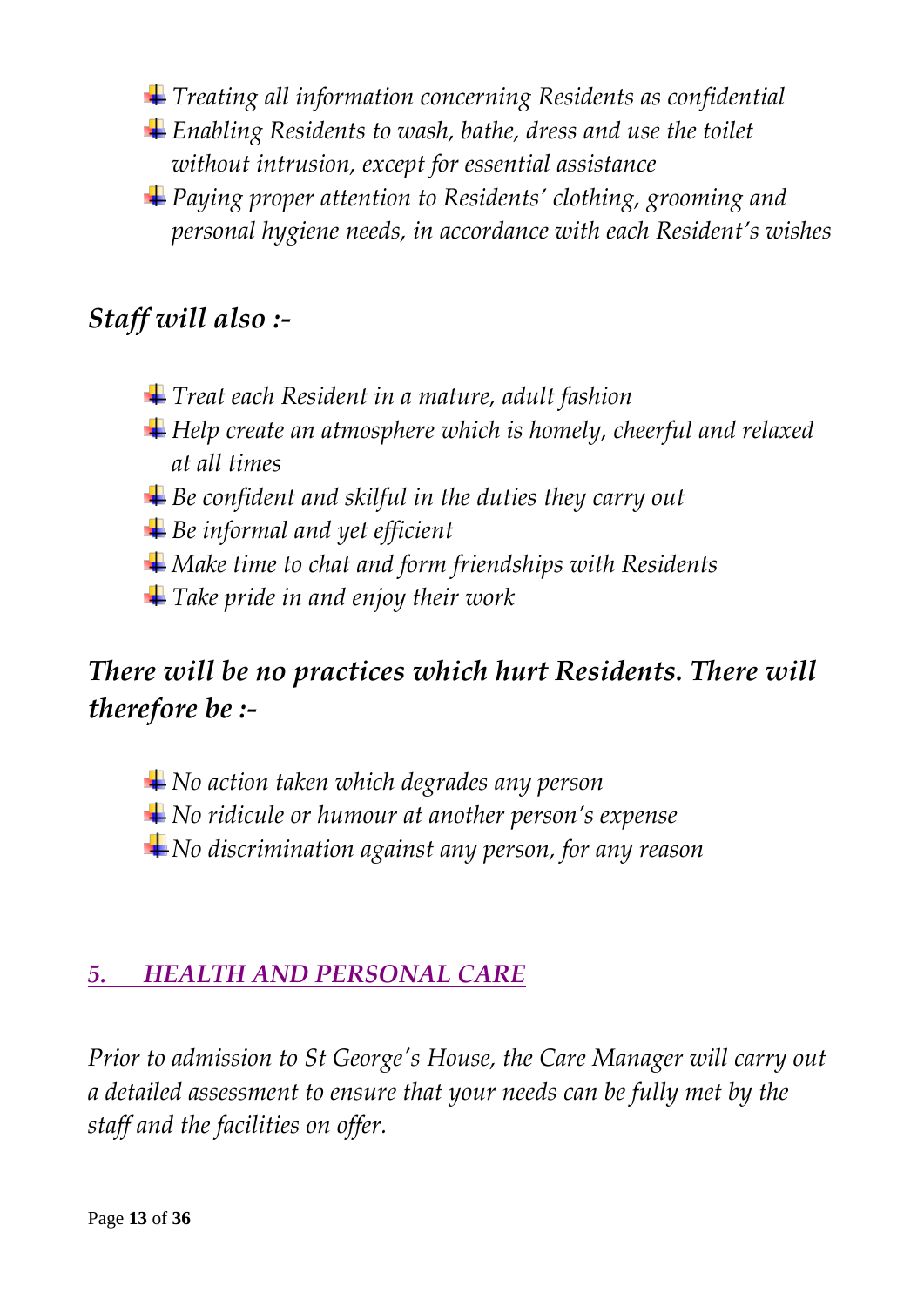- *Treating all information concerning Residents as confidential*
- *Enabling Residents to wash, bathe, dress and use the toilet without intrusion, except for essential assistance*
- *Paying proper attention to Residents' clothing, grooming and personal hygiene needs, in accordance with each Resident's wishes*

### *Staff will also :-*

- *Treat each Resident in a mature, adult fashion*
- *Help create an atmosphere which is homely, cheerful and relaxed at all times*
- *Be confident and skilful in the duties they carry out*
- *Be informal and yet efficient*
- *Make time to chat and form friendships with Residents*
- *Take pride in and enjoy their work*

### *There will be no practices which hurt Residents. There will therefore be :-*

- *No action taken which degrades any person*
- *No ridicule or humour at another person's expense*
- *No discrimination against any person, for any reason*

## *5. HEALTH AND PERSONAL CARE*

*Prior to admission to St George's House, the Care Manager will carry out a detailed assessment to ensure that your needs can be fully met by the staff and the facilities on offer.*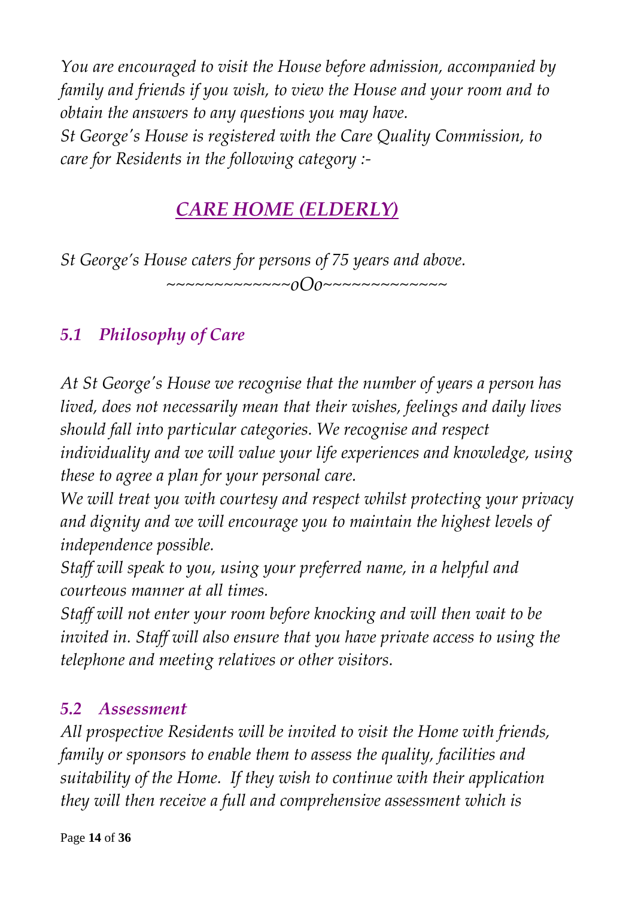*You are encouraged to visit the House before admission, accompanied by family and friends if you wish, to view the House and your room and to obtain the answers to any questions you may have.*
*St George's House is registered with the Care Quality Commission, to care for Residents in the following category :-*

***CARE HOME (ELDERLY)***

*St George's House caters for persons of 75 years and above.*

~~~~~~~~~~~~~oOo~~~~~~~~~~~~~

### *5.1 Philosophy of Care*

*At St George's House we recognise that the number of years a person has lived, does not necessarily mean that their wishes, feelings and daily lives should fall into particular categories. We recognise and respect individuality and we will value your life experiences and knowledge, using these to agree a plan for your personal care.*
*We will treat you with courtesy and respect whilst protecting your privacy and dignity and we will encourage you to maintain the highest levels of independence possible.*
*Staff will speak to you, using your preferred name, in a helpful and courteous manner at all times.*
*Staff will not enter your room before knocking and will then wait to be invited in. Staff will also ensure that you have private access to using the telephone and meeting relatives or other visitors.*

### *5.2 Assessment*

*All prospective Residents will be invited to visit the Home with friends, family or sponsors to enable them to assess the quality, facilities and suitability of the Home. If they wish to continue with their application they will then receive a full and comprehensive assessment which is*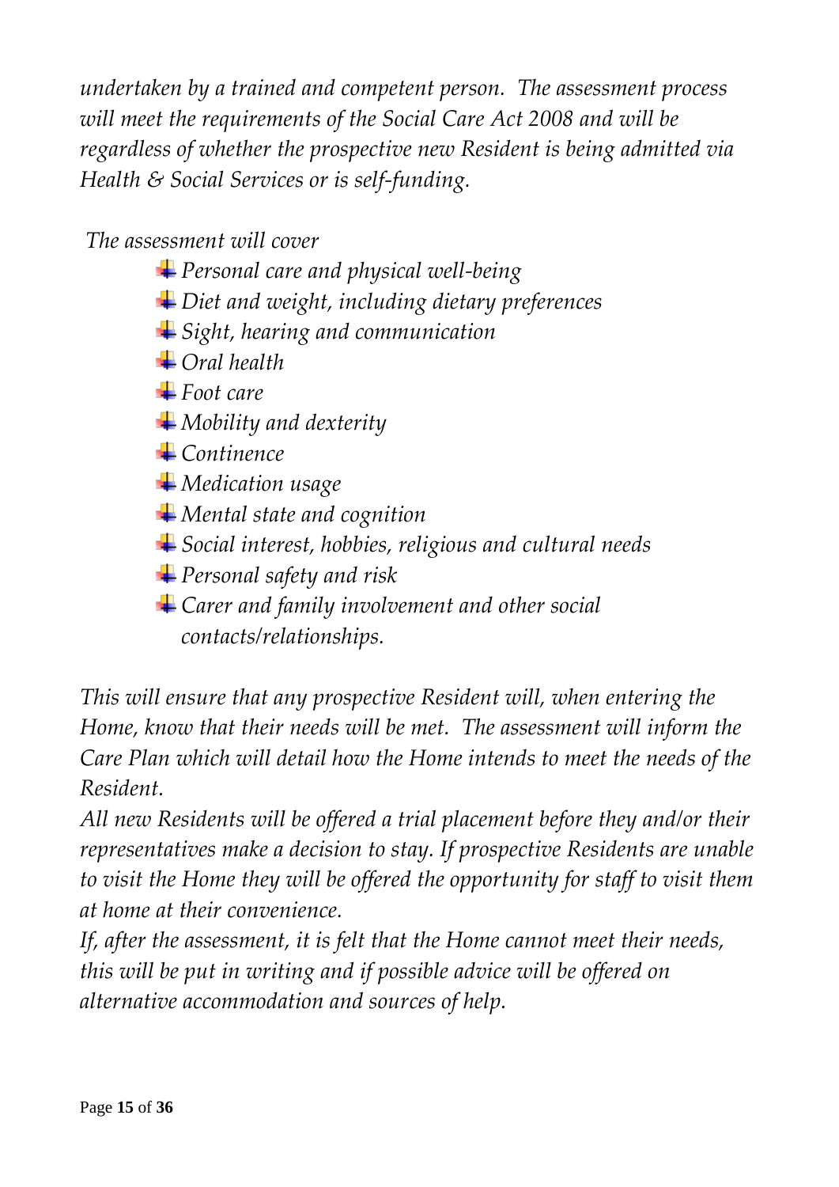*undertaken by a trained and competent person. The assessment process will meet the requirements of the Social Care Act 2008 and will be regardless of whether the prospective new Resident is being admitted via Health & Social Services or is self-funding.*

*The assessment will cover*

- *Personal care and physical well-being*
- *Diet and weight, including dietary preferences*
- *Sight, hearing and communication*
- *Oral health*
- *Foot care*
- *Mobility and dexterity*
- *Continence*
- *Medication usage*
- *Mental state and cognition*
- *Social interest, hobbies, religious and cultural needs*
- *Personal safety and risk*
- *Carer and family involvement and other social contacts/relationships.*

*This will ensure that any prospective Resident will, when entering the Home, know that their needs will be met. The assessment will inform the Care Plan which will detail how the Home intends to meet the needs of the Resident.*

*All new Residents will be offered a trial placement before they and/or their representatives make a decision to stay. If prospective Residents are unable to visit the Home they will be offered the opportunity for staff to visit them at home at their convenience.*

*If, after the assessment, it is felt that the Home cannot meet their needs, this will be put in writing and if possible advice will be offered on alternative accommodation and sources of help.*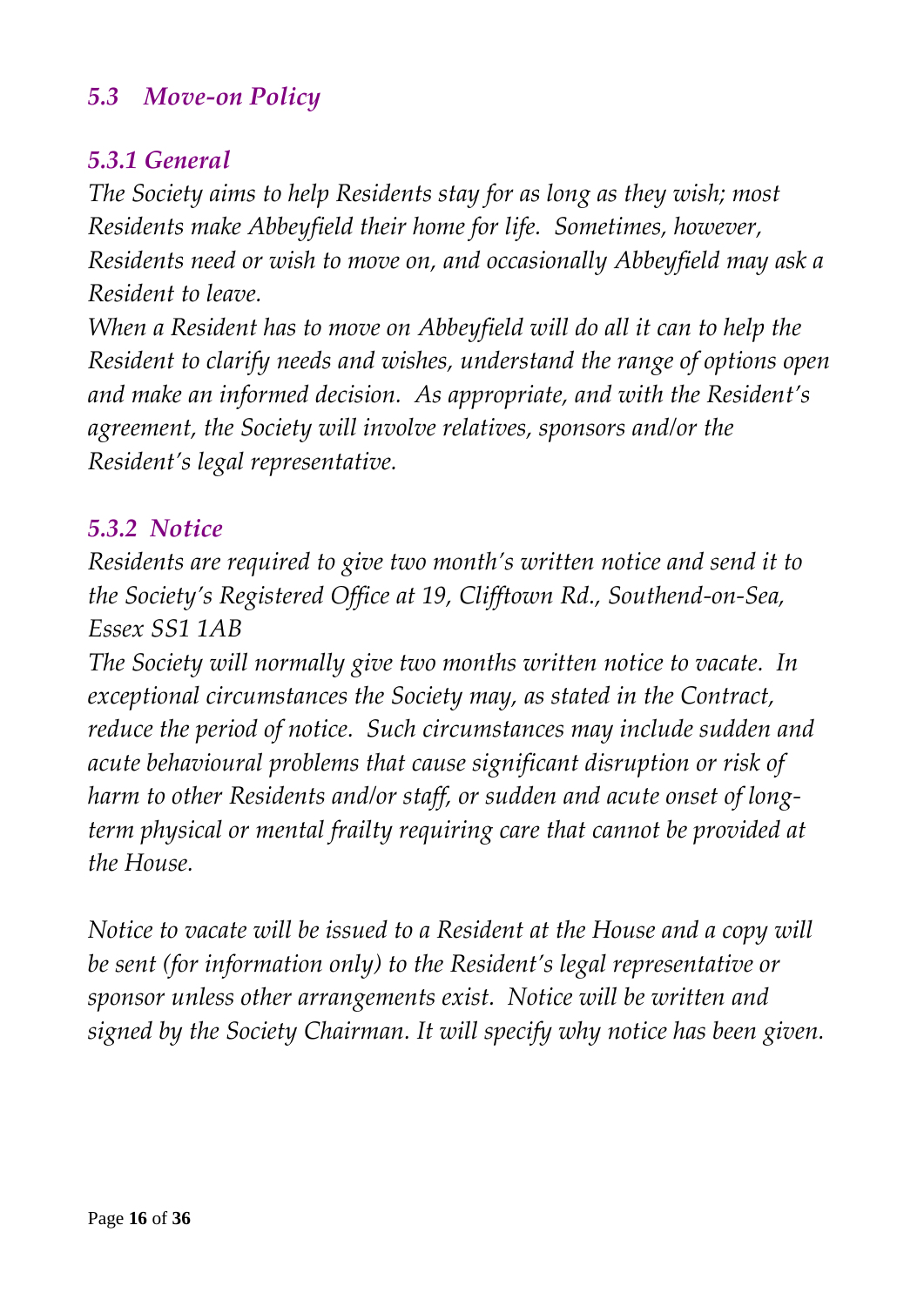## *5.3 Move-on Policy*

### *5.3.1 General*

*The Society aims to help Residents stay for as long as they wish; most Residents make Abbeyfield their home for life. Sometimes, however, Residents need or wish to move on, and occasionally Abbeyfield may ask a Resident to leave.*

*When a Resident has to move on Abbeyfield will do all it can to help the Resident to clarify needs and wishes, understand the range of options open and make an informed decision. As appropriate, and with the Resident's agreement, the Society will involve relatives, sponsors and/or the Resident's legal representative.*

### *5.3.2 Notice*

*Residents are required to give two month's written notice and send it to the Society's Registered Office at 19, Clifftown Rd., Southend-on-Sea, Essex SS1 1AB*

*The Society will normally give two months written notice to vacate. In exceptional circumstances the Society may, as stated in the Contract, reduce the period of notice. Such circumstances may include sudden and acute behavioural problems that cause significant disruption or risk of harm to other Residents and/or staff, or sudden and acute onset of long-term physical or mental frailty requiring care that cannot be provided at the House.*

*Notice to vacate will be issued to a Resident at the House and a copy will be sent (for information only) to the Resident's legal representative or sponsor unless other arrangements exist. Notice will be written and signed by the Society Chairman. It will specify why notice has been given.*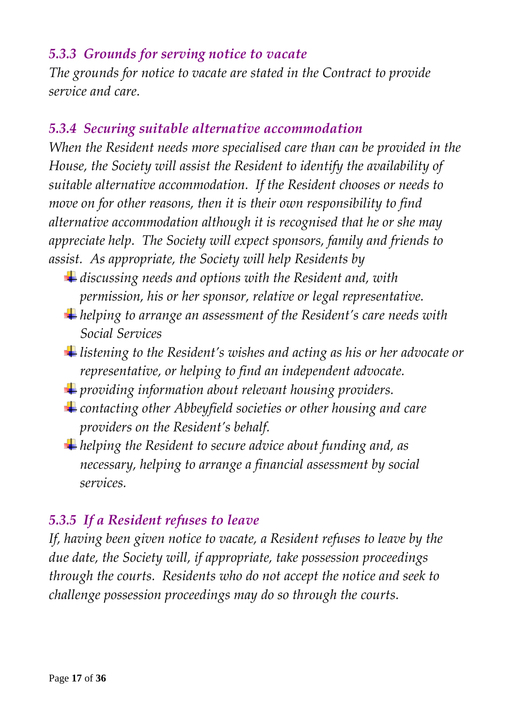### *5.3.3 Grounds for serving notice to vacate*

*The grounds for notice to vacate are stated in the Contract to provide service and care.*

### *5.3.4 Securing suitable alternative accommodation*

*When the Resident needs more specialised care than can be provided in the House, the Society will assist the Resident to identify the availability of suitable alternative accommodation. If the Resident chooses or needs to move on for other reasons, then it is their own responsibility to find alternative accommodation although it is recognised that he or she may appreciate help. The Society will expect sponsors, family and friends to assist. As appropriate, the Society will help Residents by*

- *discussing needs and options with the Resident and, with permission, his or her sponsor, relative or legal representative.*
- *helping to arrange an assessment of the Resident's care needs with Social Services*
- *listening to the Resident's wishes and acting as his or her advocate or representative, or helping to find an independent advocate.*
- *providing information about relevant housing providers.*
- *contacting other Abbeyfield societies or other housing and care providers on the Resident's behalf.*
- *helping the Resident to secure advice about funding and, as necessary, helping to arrange a financial assessment by social services.*

### *5.3.5 If a Resident refuses to leave*

*If, having been given notice to vacate, a Resident refuses to leave by the due date, the Society will, if appropriate, take possession proceedings through the courts. Residents who do not accept the notice and seek to challenge possession proceedings may do so through the courts.*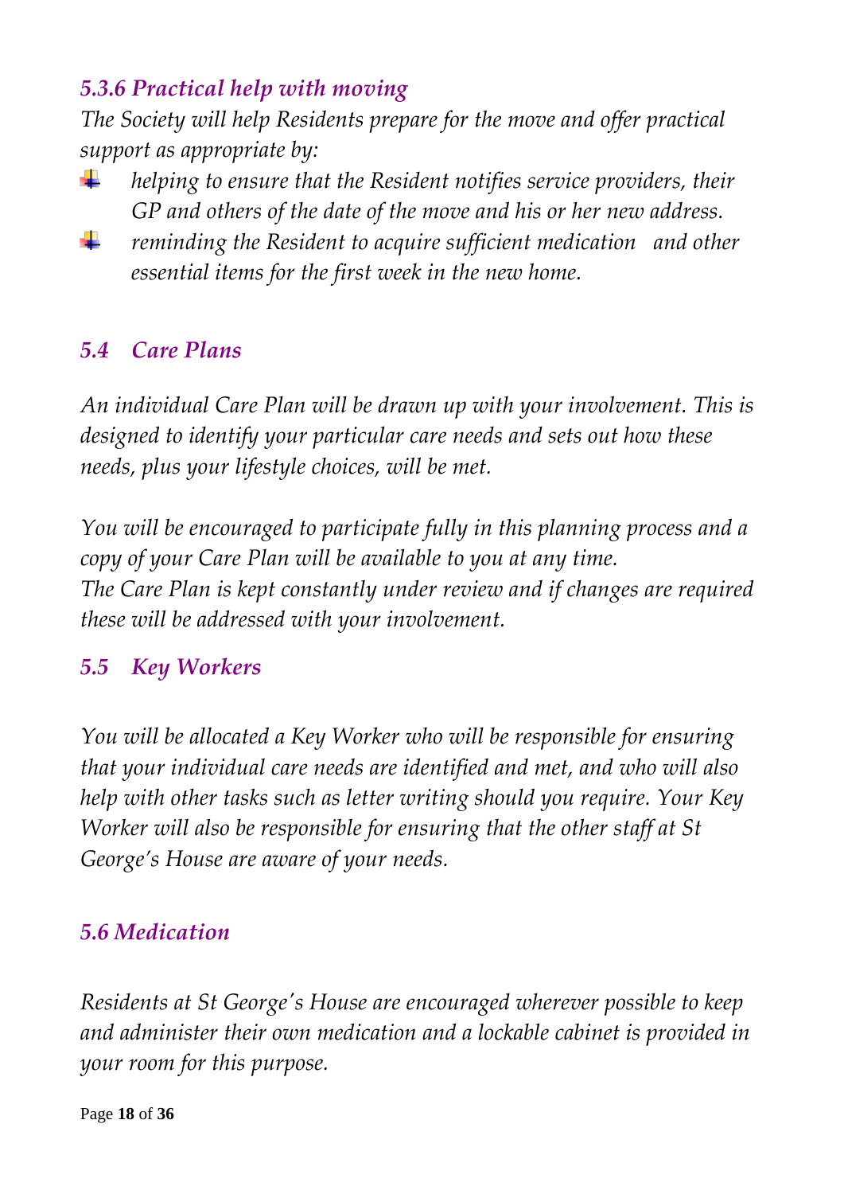### *5.3.6 Practical help with moving*

*The Society will help Residents prepare for the move and offer practical support as appropriate by:*

- *helping to ensure that the Resident notifies service providers, their GP and others of the date of the move and his or her new address.*
- *reminding the Resident to acquire sufficient medication and other essential items for the first week in the new home.*

## *5.4 Care Plans*

*An individual Care Plan will be drawn up with your involvement. This is designed to identify your particular care needs and sets out how these needs, plus your lifestyle choices, will be met.*

*You will be encouraged to participate fully in this planning process and a copy of your Care Plan will be available to you at any time.*
*The Care Plan is kept constantly under review and if changes are required these will be addressed with your involvement.*

## *5.5 Key Workers*

*You will be allocated a Key Worker who will be responsible for ensuring that your individual care needs are identified and met, and who will also help with other tasks such as letter writing should you require. Your Key Worker will also be responsible for ensuring that the other staff at St George's House are aware of your needs.*

## *5.6 Medication*

*Residents at St George's House are encouraged wherever possible to keep and administer their own medication and a lockable cabinet is provided in your room for this purpose.*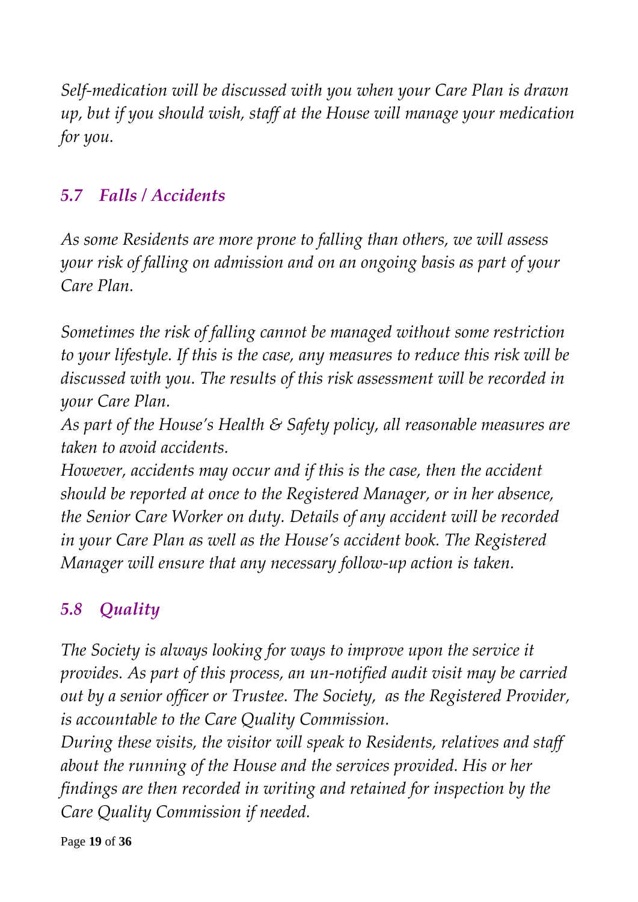*Self-medication will be discussed with you when your Care Plan is drawn up, but if you should wish, staff at the House will manage your medication for you.*

### *5.7 Falls / Accidents*

*As some Residents are more prone to falling than others, we will assess your risk of falling on admission and on an ongoing basis as part of your Care Plan.*

*Sometimes the risk of falling cannot be managed without some restriction to your lifestyle. If this is the case, any measures to reduce this risk will be discussed with you. The results of this risk assessment will be recorded in your Care Plan.*

*As part of the House's Health & Safety policy, all reasonable measures are taken to avoid accidents.*

*However, accidents may occur and if this is the case, then the accident should be reported at once to the Registered Manager, or in her absence, the Senior Care Worker on duty. Details of any accident will be recorded in your Care Plan as well as the House's accident book. The Registered Manager will ensure that any necessary follow-up action is taken.*

### *5.8 Quality*

*The Society is always looking for ways to improve upon the service it provides. As part of this process, an un-notified audit visit may be carried out by a senior officer or Trustee. The Society, as the Registered Provider, is accountable to the Care Quality Commission.*

*During these visits, the visitor will speak to Residents, relatives and staff about the running of the House and the services provided. His or her findings are then recorded in writing and retained for inspection by the Care Quality Commission if needed.*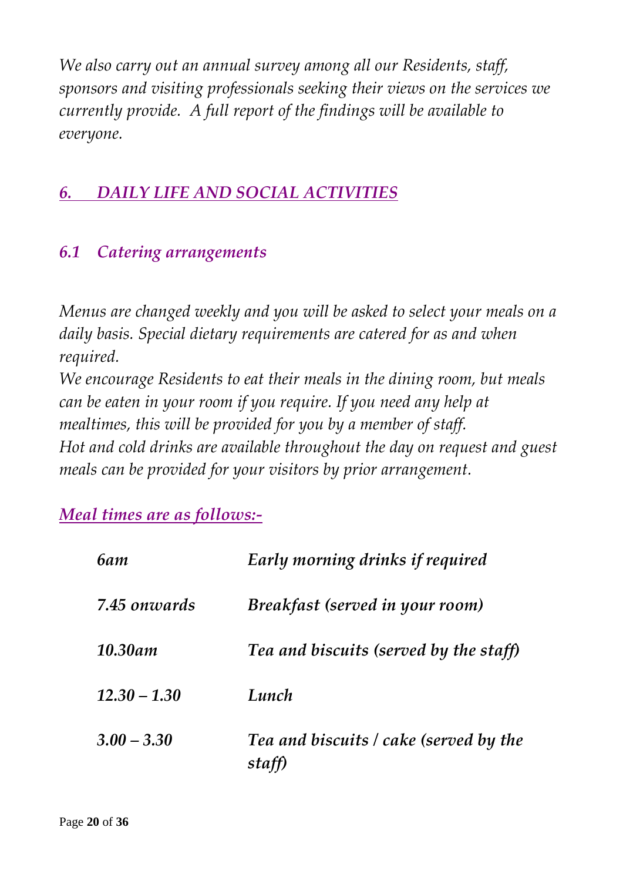*We also carry out an annual survey among all our Residents, staff, sponsors and visiting professionals seeking their views on the services we currently provide. A full report of the findings will be available to everyone.*

## *6. DAILY LIFE AND SOCIAL ACTIVITIES*

### *6.1 Catering arrangements*

*Menus are changed weekly and you will be asked to select your meals on a daily basis. Special dietary requirements are catered for as and when required.*
*We encourage Residents to eat their meals in the dining room, but meals can be eaten in your room if you require. If you need any help at mealtimes, this will be provided for you by a member of staff.*
*Hot and cold drinks are available throughout the day on request and guest meals can be provided for your visitors by prior arrangement.*

***Meal times are as follows:-***

| | |
|---|---|
| ***6am*** | ***Early morning drinks if required*** |
| ***7.45 onwards*** | ***Breakfast (served in your room)*** |
| ***10.30am*** | ***Tea and biscuits (served by the staff)*** |
| ***12.30 – 1.30*** | ***Lunch*** |
| ***3.00 – 3.30*** | ***Tea and biscuits / cake (served by the staff)*** |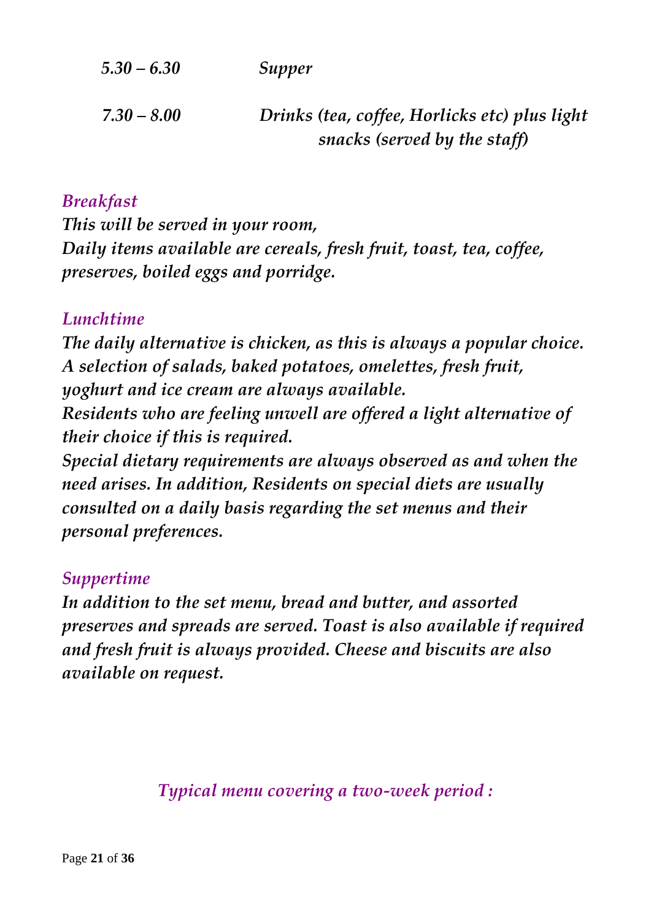| | |
|---|---|
| *5.30 – 6.30* | *Supper* |
| *7.30 – 8.00* | *Drinks (tea, coffee, Horlicks etc) plus light snacks (served by the staff)* |

### *Breakfast*

***This will be served in your room,***
***Daily items available are cereals, fresh fruit, toast, tea, coffee, preserves, boiled eggs and porridge.***

### *Lunchtime*

***The daily alternative is chicken, as this is always a popular choice. A selection of salads, baked potatoes, omelettes, fresh fruit, yoghurt and ice cream are always available.***
***Residents who are feeling unwell are offered a light alternative of their choice if this is required.***
***Special dietary requirements are always observed as and when the need arises. In addition, Residents on special diets are usually consulted on a daily basis regarding the set menus and their personal preferences.***

### *Suppertime*

***In addition to the set menu, bread and butter, and assorted preserves and spreads are served. Toast is also available if required and fresh fruit is always provided. Cheese and biscuits are also available on request.***

### *Typical menu covering a two-week period :*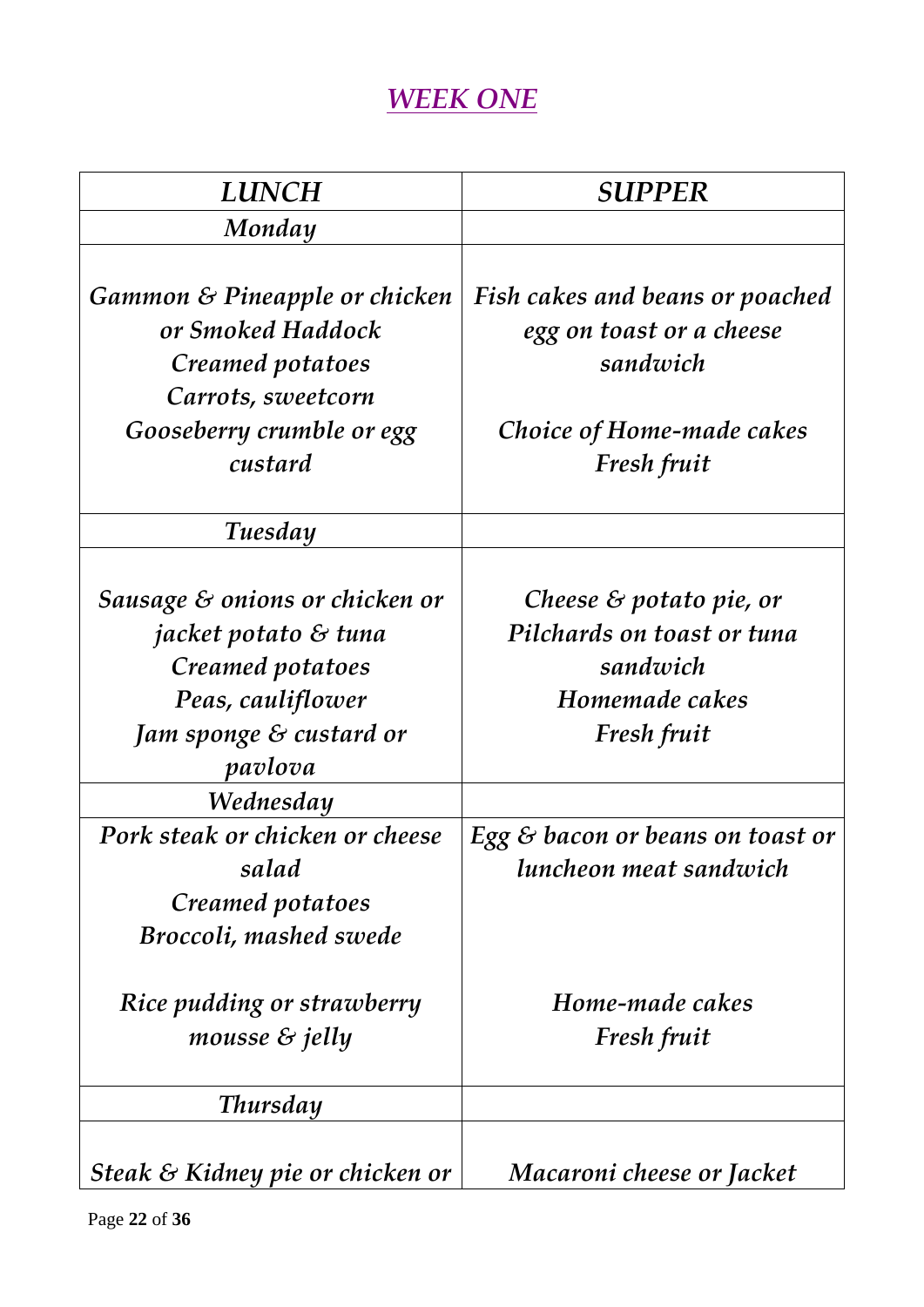## *WEEK ONE*

| *LUNCH* | *SUPPER* |
|---|---|
| *Monday* | |
| *Gammon & Pineapple or chicken or Smoked Haddock*<br>*Creamed potatoes*<br>*Carrots, sweetcorn*<br>*Gooseberry crumble or egg custard* | *Fish cakes and beans or poached egg on toast or a cheese sandwich*<br><br>*Choice of Home-made cakes*<br>*Fresh fruit* |
| *Tuesday* | |
| *Sausage & onions or chicken or jacket potato & tuna*<br>*Creamed potatoes*<br>*Peas, cauliflower*<br>*Jam sponge & custard or pavlova* | *Cheese & potato pie, or Pilchards on toast or tuna sandwich*<br>*Homemade cakes*<br>*Fresh fruit* |
| *Wednesday* | |
| *Pork steak or chicken or cheese salad*<br>*Creamed potatoes*<br>*Broccoli, mashed swede*<br><br>*Rice pudding or strawberry mousse & jelly* | *Egg & bacon or beans on toast or luncheon meat sandwich*<br><br><br>*Home-made cakes*<br>*Fresh fruit* |
| *Thursday* | |
| *Steak & Kidney pie or chicken or* | *Macaroni cheese or Jacket* |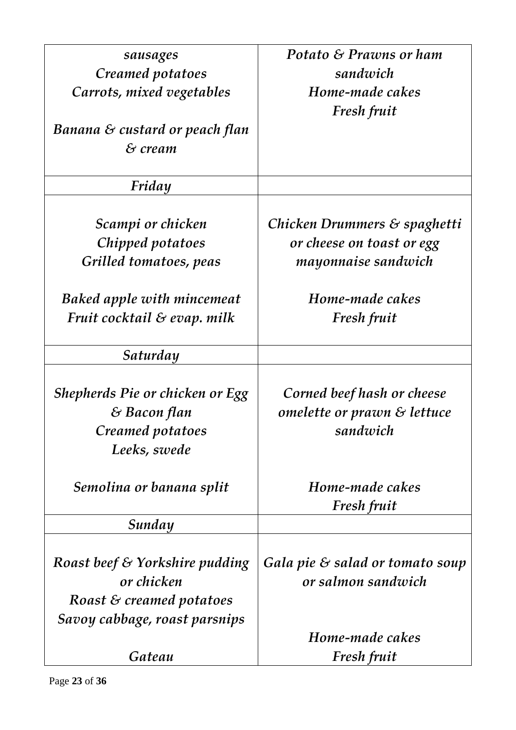| | |
|---|---|
| *sausages*<br>*Creamed potatoes*<br>*Carrots, mixed vegetables*<br><br>*Banana & custard or peach flan & cream* | *Potato & Prawns or ham sandwich*<br>*Home-made cakes*<br>*Fresh fruit* |
| *Friday* | |
| *Scampi or chicken*<br>*Chipped potatoes*<br>*Grilled tomatoes, peas*<br><br>*Baked apple with mincemeat*<br>*Fruit cocktail & evap. milk* | *Chicken Drummers & spaghetti or cheese on toast or egg mayonnaise sandwich*<br><br>*Home-made cakes*<br>*Fresh fruit* |
| *Saturday* | |
| *Shepherds Pie or chicken or Egg & Bacon flan*<br>*Creamed potatoes*<br>*Leeks, swede*<br><br>*Semolina or banana split* | *Corned beef hash or cheese omelette or prawn & lettuce sandwich*<br><br>*Home-made cakes*<br>*Fresh fruit* |
| *Sunday* | |
| *Roast beef & Yorkshire pudding or chicken*<br>*Roast & creamed potatoes*<br>*Savoy cabbage, roast parsnips*<br><br>*Gateau* | *Gala pie & salad or tomato soup or salmon sandwich*<br><br>*Home-made cakes*<br>*Fresh fruit* |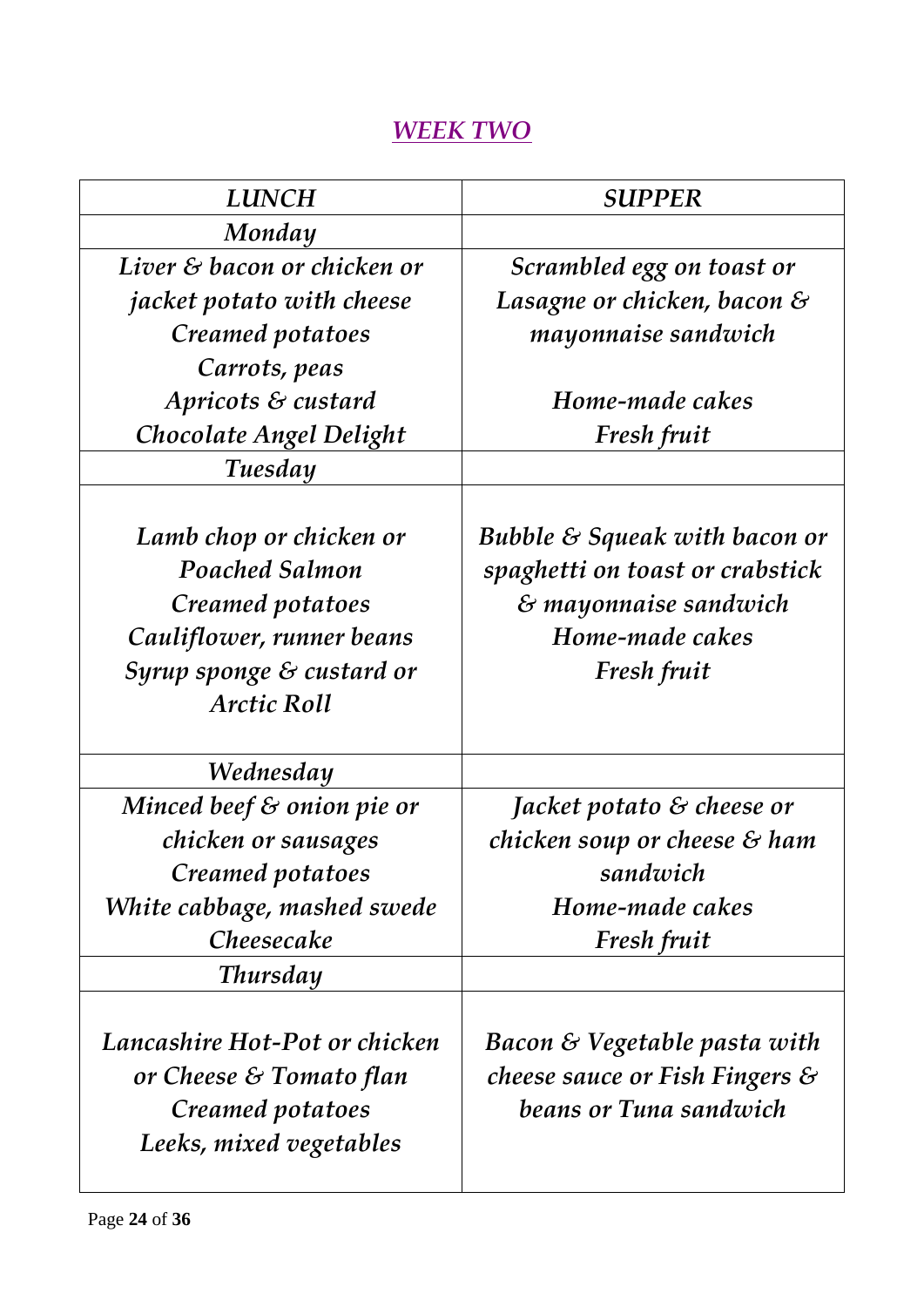## *WEEK TWO*

| *LUNCH* | *SUPPER* |
|---|---|
| *Monday* | |
| *Liver & bacon or chicken or jacket potato with cheese*<br>*Creamed potatoes*<br>*Carrots, peas*<br>*Apricots & custard*<br>*Chocolate Angel Delight* | *Scrambled egg on toast or Lasagne or chicken, bacon & mayonnaise sandwich*<br><br>*Home-made cakes*<br>*Fresh fruit* |
| *Tuesday* | |
| *Lamb chop or chicken or Poached Salmon*<br>*Creamed potatoes*<br>*Cauliflower, runner beans*<br>*Syrup sponge & custard or Arctic Roll* | *Bubble & Squeak with bacon or spaghetti on toast or crabstick & mayonnaise sandwich*<br>*Home-made cakes*<br>*Fresh fruit* |
| *Wednesday* | |
| *Minced beef & onion pie or chicken or sausages*<br>*Creamed potatoes*<br>*White cabbage, mashed swede*<br>*Cheesecake* | *Jacket potato & cheese or chicken soup or cheese & ham sandwich*<br>*Home-made cakes*<br>*Fresh fruit* |
| *Thursday* | |
| *Lancashire Hot-Pot or chicken or Cheese & Tomato flan*<br>*Creamed potatoes*<br>*Leeks, mixed vegetables* | *Bacon & Vegetable pasta with cheese sauce or Fish Fingers & beans or Tuna sandwich* |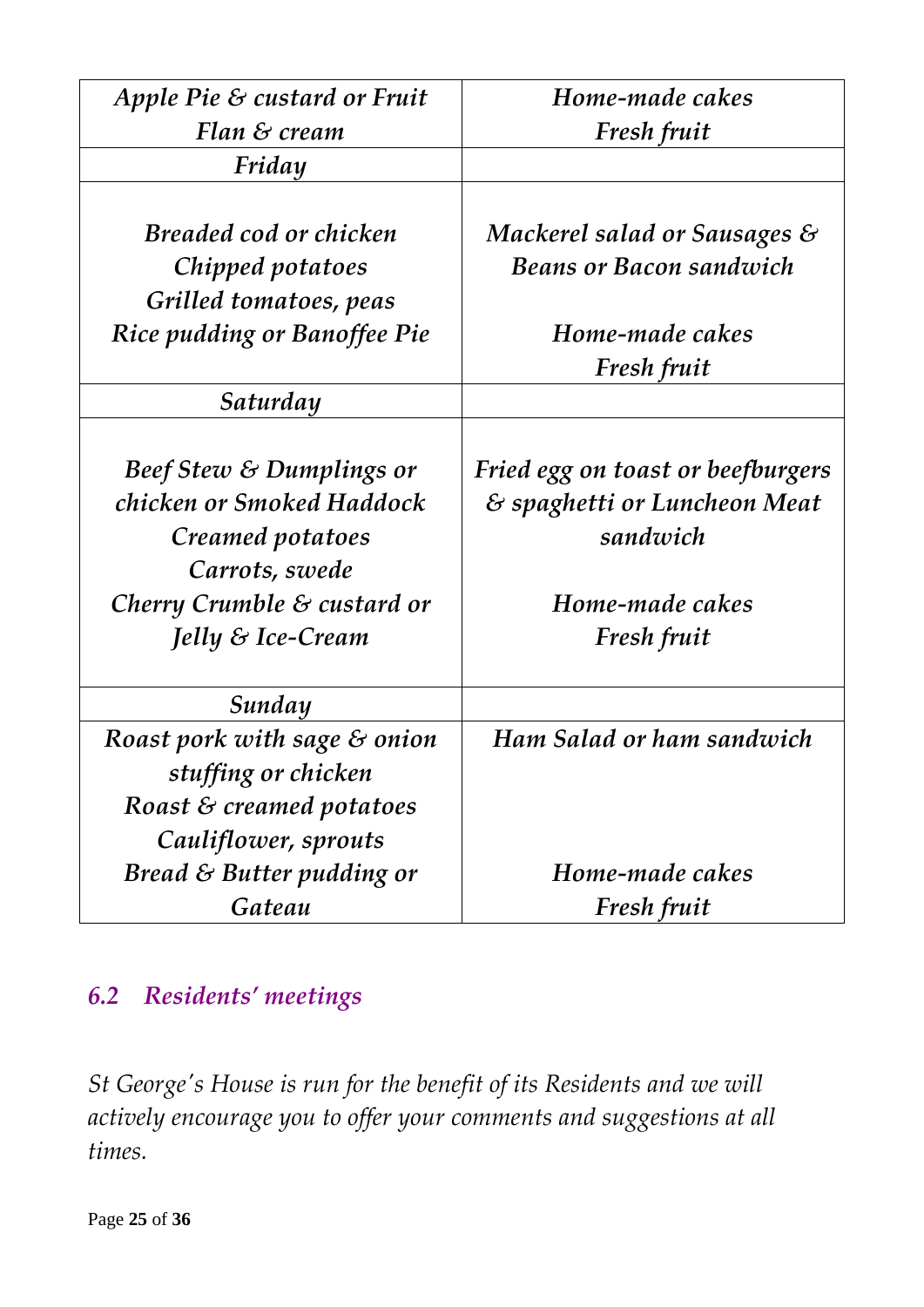| *Apple Pie & custard or Fruit Flan & cream* | *Home-made cakes Fresh fruit* |
|---|---|
| ***Friday*** | |
| *Breaded cod or chicken*<br>*Chipped potatoes*<br>*Grilled tomatoes, peas*<br>*Rice pudding or Banoffee Pie* | *Mackerel salad or Sausages & Beans or Bacon sandwich*<br><br>*Home-made cakes*<br>*Fresh fruit* |
| ***Saturday*** | |
| *Beef Stew & Dumplings or chicken or Smoked Haddock*<br>*Creamed potatoes*<br>*Carrots, swede*<br>*Cherry Crumble & custard or Jelly & Ice-Cream* | *Fried egg on toast or beefburgers & spaghetti or Luncheon Meat sandwich*<br><br>*Home-made cakes*<br>*Fresh fruit* |
| ***Sunday*** | |
| *Roast pork with sage & onion stuffing or chicken*<br>*Roast & creamed potatoes*<br>*Cauliflower, sprouts*<br>*Bread & Butter pudding or Gateau* | *Ham Salad or ham sandwich*<br><br>*Home-made cakes*<br>*Fresh fruit* |

## *6.2 Residents' meetings*

*St George's House is run for the benefit of its Residents and we will actively encourage you to offer your comments and suggestions at all times.*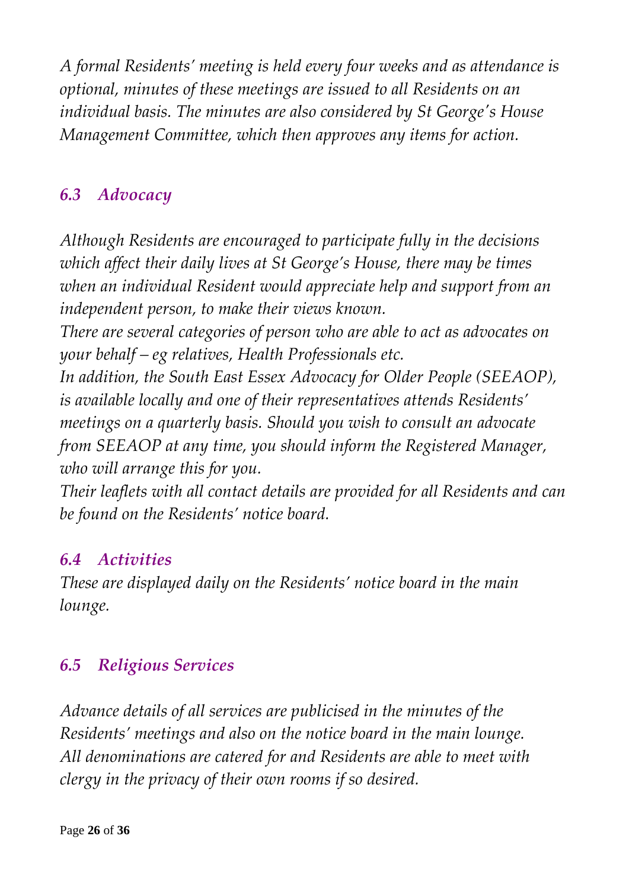*A formal Residents' meeting is held every four weeks and as attendance is optional, minutes of these meetings are issued to all Residents on an individual basis. The minutes are also considered by St George's House Management Committee, which then approves any items for action.*

### *6.3 Advocacy*

*Although Residents are encouraged to participate fully in the decisions which affect their daily lives at St George's House, there may be times when an individual Resident would appreciate help and support from an independent person, to make their views known.*

*There are several categories of person who are able to act as advocates on your behalf – eg relatives, Health Professionals etc.*

*In addition, the South East Essex Advocacy for Older People (SEEAOP), is available locally and one of their representatives attends Residents' meetings on a quarterly basis. Should you wish to consult an advocate from SEEAOP at any time, you should inform the Registered Manager, who will arrange this for you.*

*Their leaflets with all contact details are provided for all Residents and can be found on the Residents' notice board.*

### *6.4 Activities*

*These are displayed daily on the Residents' notice board in the main lounge.*

### *6.5 Religious Services*

*Advance details of all services are publicised in the minutes of the Residents' meetings and also on the notice board in the main lounge. All denominations are catered for and Residents are able to meet with clergy in the privacy of their own rooms if so desired.*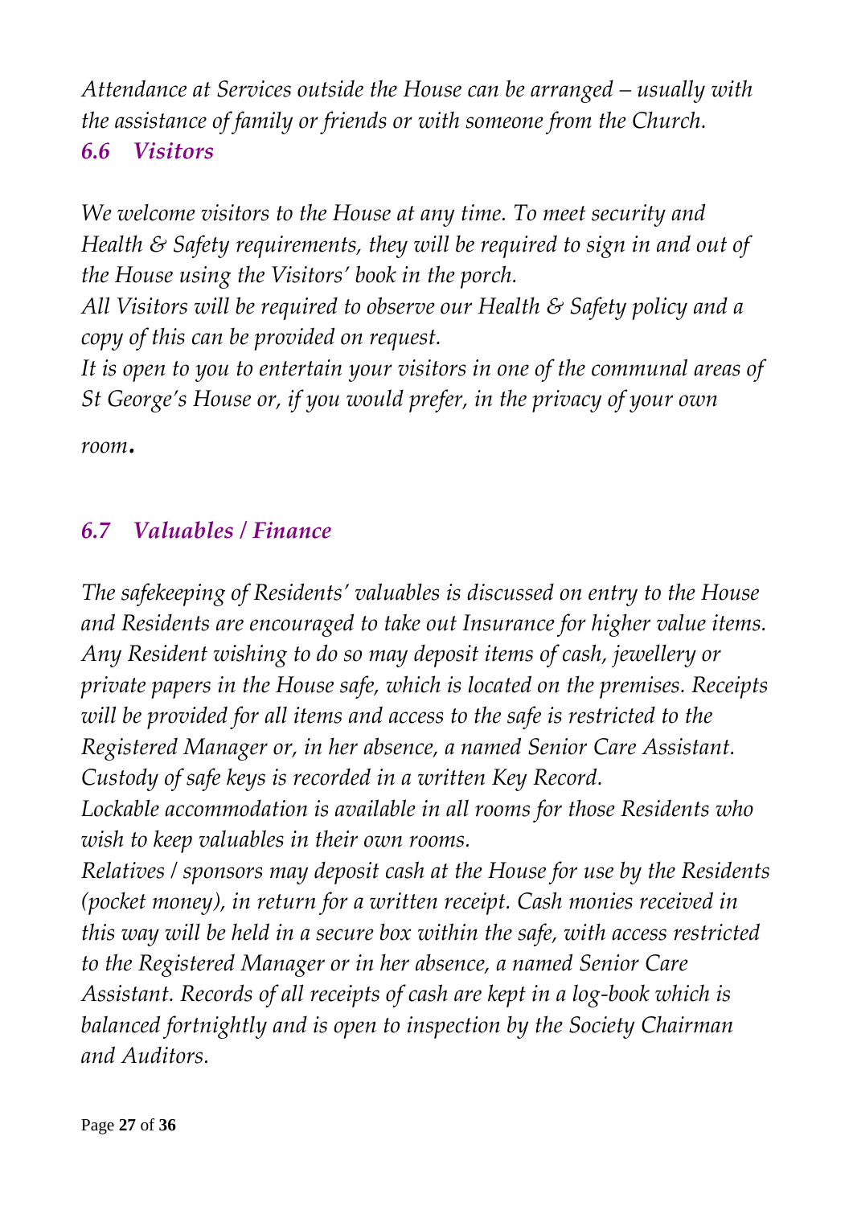*Attendance at Services outside the House can be arranged – usually with the assistance of family or friends or with someone from the Church.*

### *6.6 Visitors*

*We welcome visitors to the House at any time. To meet security and Health & Safety requirements, they will be required to sign in and out of the House using the Visitors' book in the porch.*

*All Visitors will be required to observe our Health & Safety policy and a copy of this can be provided on request.*

*It is open to you to entertain your visitors in one of the communal areas of St George's House or, if you would prefer, in the privacy of your own room.*

### *6.7 Valuables / Finance*

*The safekeeping of Residents' valuables is discussed on entry to the House and Residents are encouraged to take out Insurance for higher value items. Any Resident wishing to do so may deposit items of cash, jewellery or private papers in the House safe, which is located on the premises. Receipts will be provided for all items and access to the safe is restricted to the Registered Manager or, in her absence, a named Senior Care Assistant. Custody of safe keys is recorded in a written Key Record.*

*Lockable accommodation is available in all rooms for those Residents who wish to keep valuables in their own rooms.*

*Relatives / sponsors may deposit cash at the House for use by the Residents (pocket money), in return for a written receipt. Cash monies received in this way will be held in a secure box within the safe, with access restricted to the Registered Manager or in her absence, a named Senior Care Assistant. Records of all receipts of cash are kept in a log-book which is balanced fortnightly and is open to inspection by the Society Chairman and Auditors.*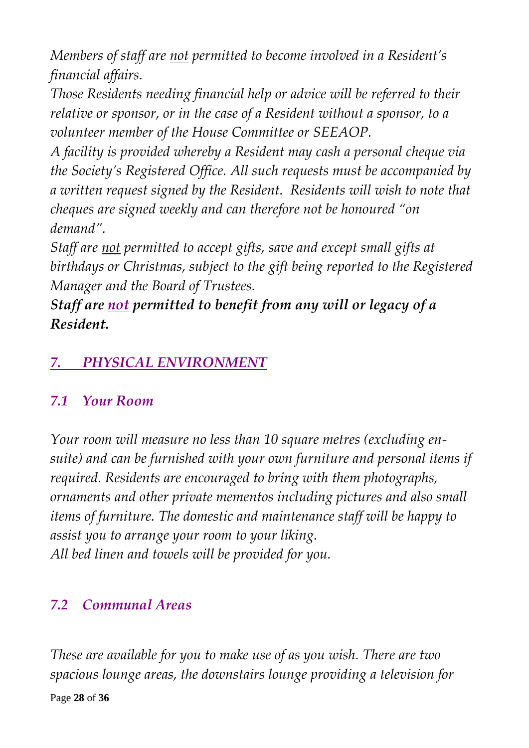*Members of staff are not permitted to become involved in a Resident's financial affairs.*

*Those Residents needing financial help or advice will be referred to their relative or sponsor, or in the case of a Resident without a sponsor, to a volunteer member of the House Committee or SEEAOP.*

*A facility is provided whereby a Resident may cash a personal cheque via the Society's Registered Office. All such requests must be accompanied by a written request signed by the Resident. Residents will wish to note that cheques are signed weekly and can therefore not be honoured "on demand".*

*Staff are not permitted to accept gifts, save and except small gifts at birthdays or Christmas, subject to the gift being reported to the Registered Manager and the Board of Trustees.*

***Staff are not permitted to benefit from any will or legacy of a Resident.***

## *7. PHYSICAL ENVIRONMENT*

### *7.1 Your Room*

*Your room will measure no less than 10 square metres (excluding en-suite) and can be furnished with your own furniture and personal items if required. Residents are encouraged to bring with them photographs, ornaments and other private mementos including pictures and also small items of furniture. The domestic and maintenance staff will be happy to assist you to arrange your room to your liking.*

*All bed linen and towels will be provided for you.*

### *7.2 Communal Areas*

*These are available for you to make use of as you wish. There are two spacious lounge areas, the downstairs lounge providing a television for*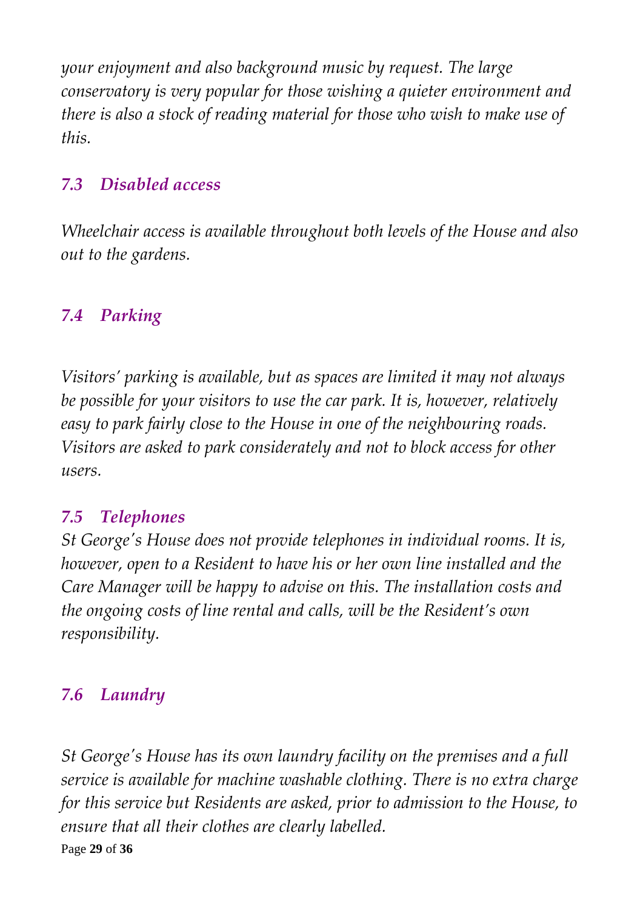*your enjoyment and also background music by request. The large conservatory is very popular for those wishing a quieter environment and there is also a stock of reading material for those who wish to make use of this.*

### *7.3 Disabled access*

*Wheelchair access is available throughout both levels of the House and also out to the gardens.*

### *7.4 Parking*

*Visitors' parking is available, but as spaces are limited it may not always be possible for your visitors to use the car park. It is, however, relatively easy to park fairly close to the House in one of the neighbouring roads. Visitors are asked to park considerately and not to block access for other users.*

### *7.5 Telephones*

*St George's House does not provide telephones in individual rooms. It is, however, open to a Resident to have his or her own line installed and the Care Manager will be happy to advise on this. The installation costs and the ongoing costs of line rental and calls, will be the Resident's own responsibility.*

### *7.6 Laundry*

*St George's House has its own laundry facility on the premises and a full service is available for machine washable clothing. There is no extra charge for this service but Residents are asked, prior to admission to the House, to ensure that all their clothes are clearly labelled.*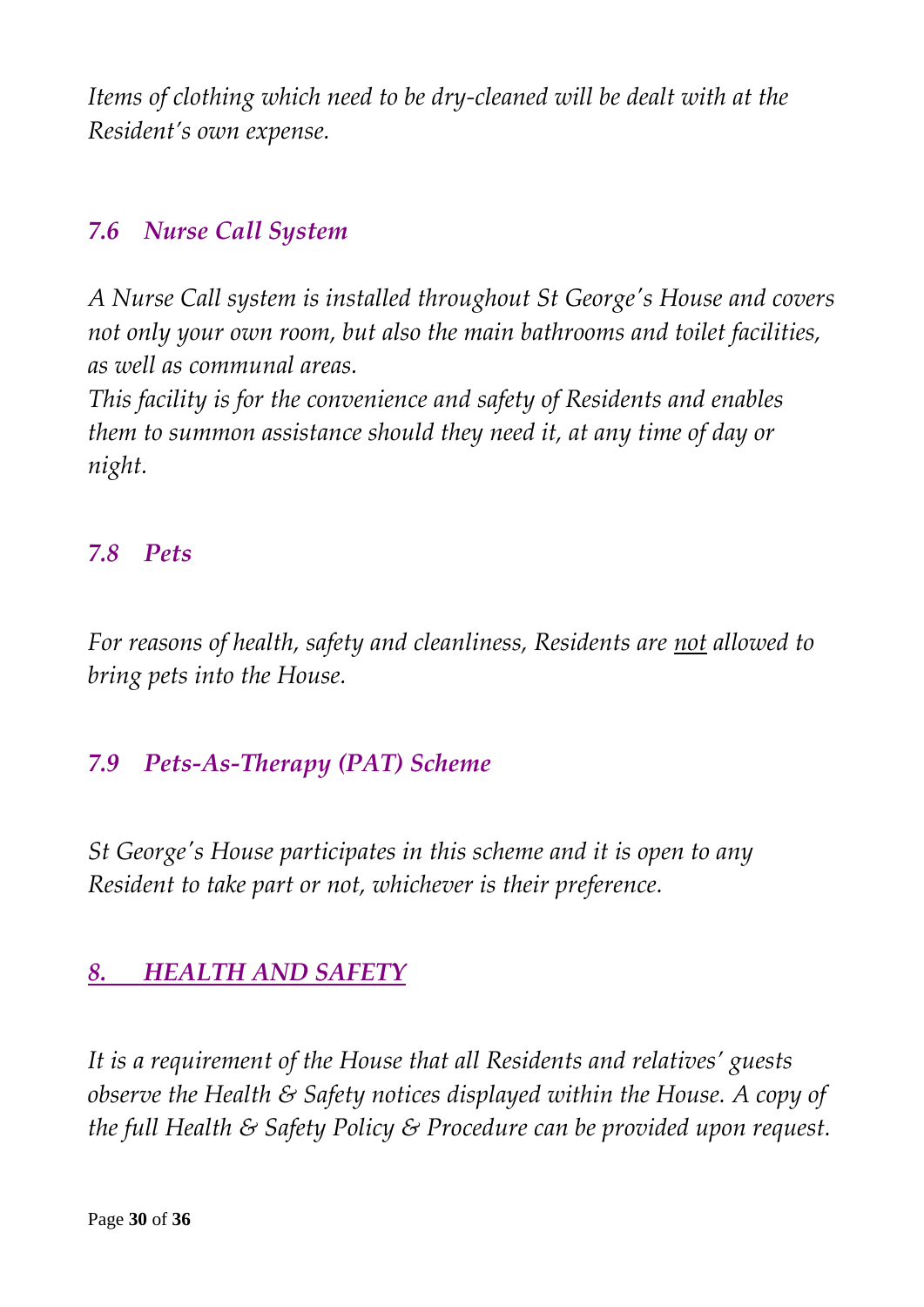*Items of clothing which need to be dry-cleaned will be dealt with at the Resident's own expense.*

## *7.6 Nurse Call System*

*A Nurse Call system is installed throughout St George's House and covers not only your own room, but also the main bathrooms and toilet facilities, as well as communal areas.*
*This facility is for the convenience and safety of Residents and enables them to summon assistance should they need it, at any time of day or night.*

## *7.8 Pets*

*For reasons of health, safety and cleanliness, Residents are <u>not</u> allowed to bring pets into the House.*

## *7.9 Pets-As-Therapy (PAT) Scheme*

*St George's House participates in this scheme and it is open to any Resident to take part or not, whichever is their preference.*

# *<u>8. HEALTH AND SAFETY</u>*

*It is a requirement of the House that all Residents and relatives' guests observe the Health & Safety notices displayed within the House. A copy of the full Health & Safety Policy & Procedure can be provided upon request.*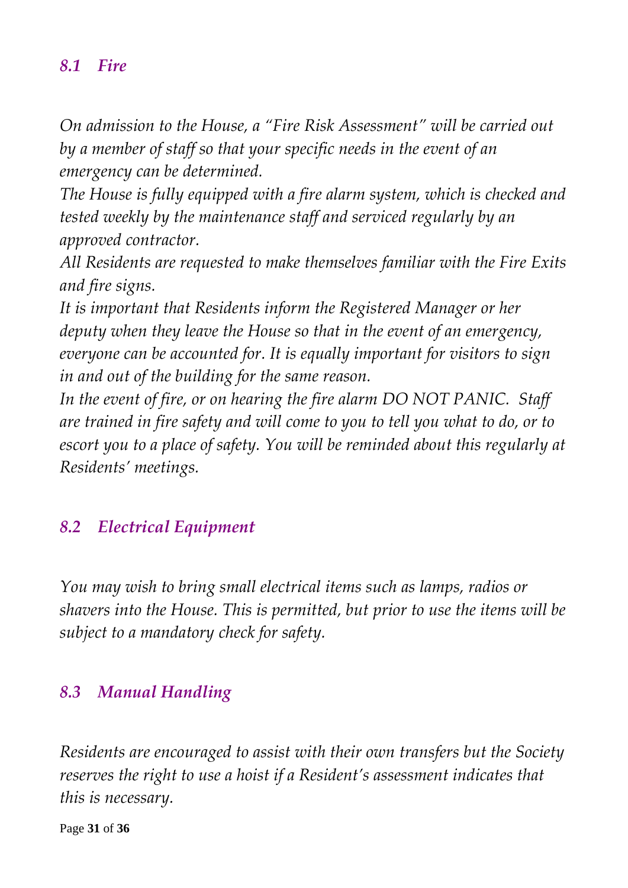## *8.1 Fire*

*On admission to the House, a "Fire Risk Assessment" will be carried out by a member of staff so that your specific needs in the event of an emergency can be determined.*

*The House is fully equipped with a fire alarm system, which is checked and tested weekly by the maintenance staff and serviced regularly by an approved contractor.*

*All Residents are requested to make themselves familiar with the Fire Exits and fire signs.*

*It is important that Residents inform the Registered Manager or her deputy when they leave the House so that in the event of an emergency, everyone can be accounted for. It is equally important for visitors to sign in and out of the building for the same reason.*

*In the event of fire, or on hearing the fire alarm DO NOT PANIC. Staff are trained in fire safety and will come to you to tell you what to do, or to escort you to a place of safety. You will be reminded about this regularly at Residents' meetings.*

## *8.2 Electrical Equipment*

*You may wish to bring small electrical items such as lamps, radios or shavers into the House. This is permitted, but prior to use the items will be subject to a mandatory check for safety.*

## *8.3 Manual Handling*

*Residents are encouraged to assist with their own transfers but the Society reserves the right to use a hoist if a Resident's assessment indicates that this is necessary.*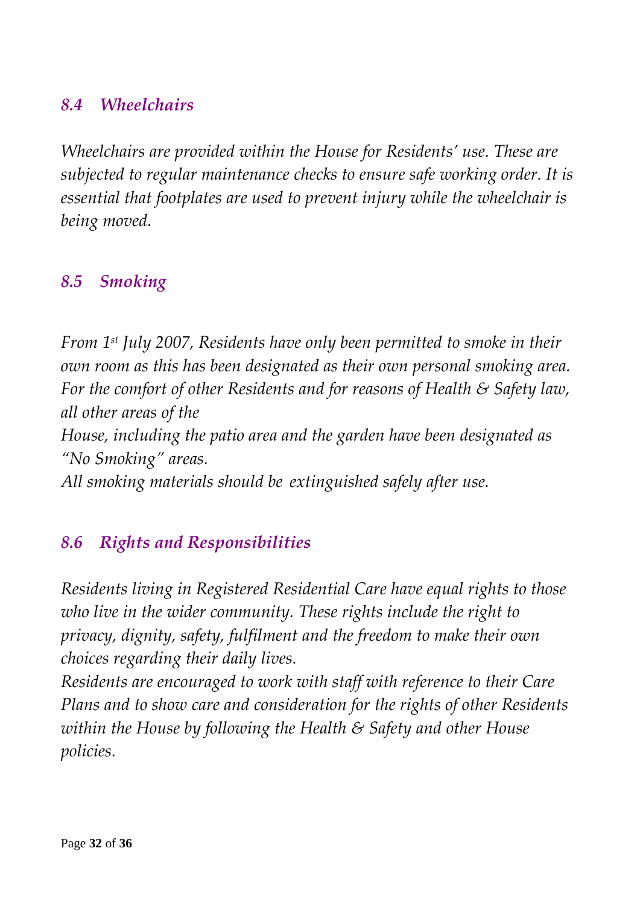### *8.4 Wheelchairs*

*Wheelchairs are provided within the House for Residents' use. These are subjected to regular maintenance checks to ensure safe working order. It is essential that footplates are used to prevent injury while the wheelchair is being moved.*

### *8.5 Smoking*

*From 1st July 2007, Residents have only been permitted to smoke in their own room as this has been designated as their own personal smoking area. For the comfort of other Residents and for reasons of Health & Safety law, all other areas of the House, including the patio area and the garden have been designated as "No Smoking" areas.*

*All smoking materials should be extinguished safely after use.*

### *8.6 Rights and Responsibilities*

*Residents living in Registered Residential Care have equal rights to those who live in the wider community. These rights include the right to privacy, dignity, safety, fulfilment and the freedom to make their own choices regarding their daily lives.*

*Residents are encouraged to work with staff with reference to their Care Plans and to show care and consideration for the rights of other Residents within the House by following the Health & Safety and other House policies.*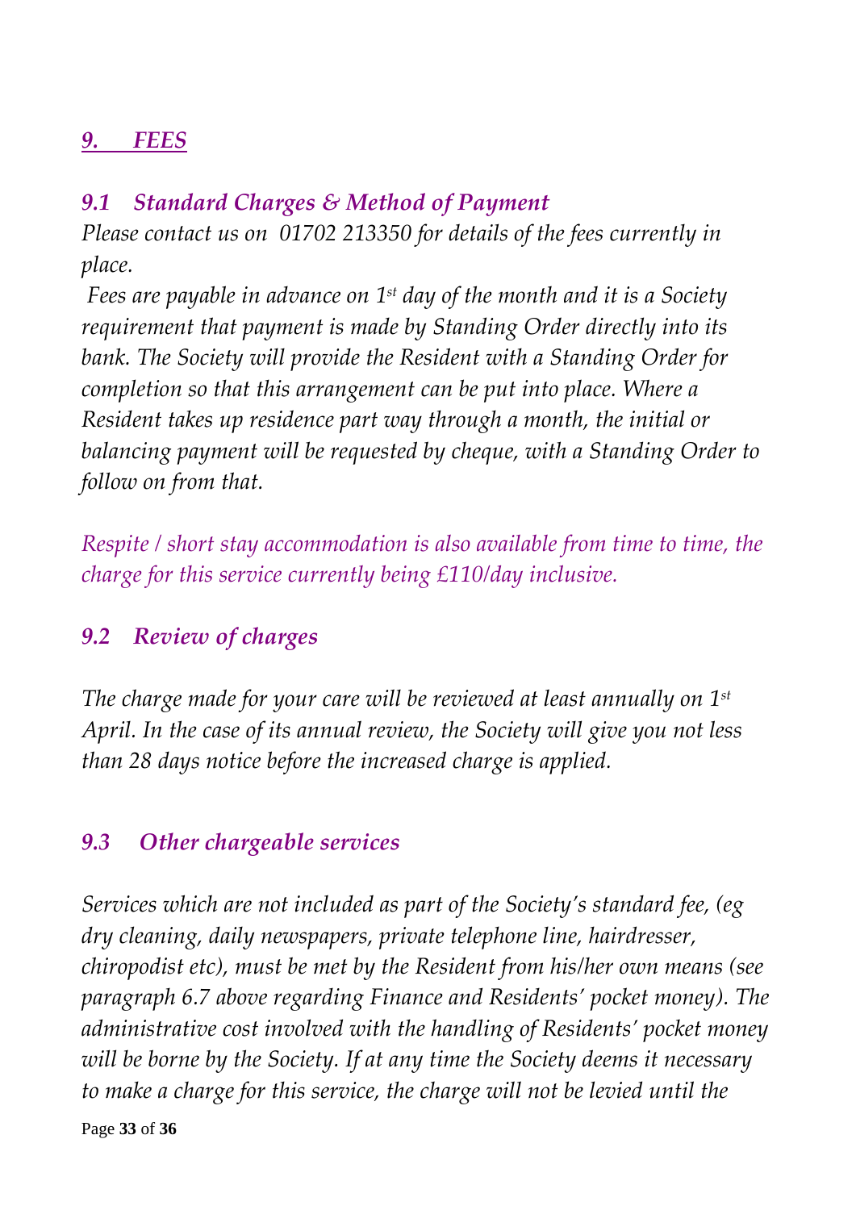## *9. FEES*

### *9.1 Standard Charges & Method of Payment*

*Please contact us on 01702 213350 for details of the fees currently in place.*

*Fees are payable in advance on 1st day of the month and it is a Society requirement that payment is made by Standing Order directly into its bank. The Society will provide the Resident with a Standing Order for completion so that this arrangement can be put into place. Where a Resident takes up residence part way through a month, the initial or balancing payment will be requested by cheque, with a Standing Order to follow on from that.*

*Respite / short stay accommodation is also available from time to time, the charge for this service currently being £110/day inclusive.*

### *9.2 Review of charges*

*The charge made for your care will be reviewed at least annually on 1st April. In the case of its annual review, the Society will give you not less than 28 days notice before the increased charge is applied.*

### *9.3 Other chargeable services*

*Services which are not included as part of the Society's standard fee, (eg dry cleaning, daily newspapers, private telephone line, hairdresser, chiropodist etc), must be met by the Resident from his/her own means (see paragraph 6.7 above regarding Finance and Residents' pocket money). The administrative cost involved with the handling of Residents' pocket money will be borne by the Society. If at any time the Society deems it necessary to make a charge for this service, the charge will not be levied until the*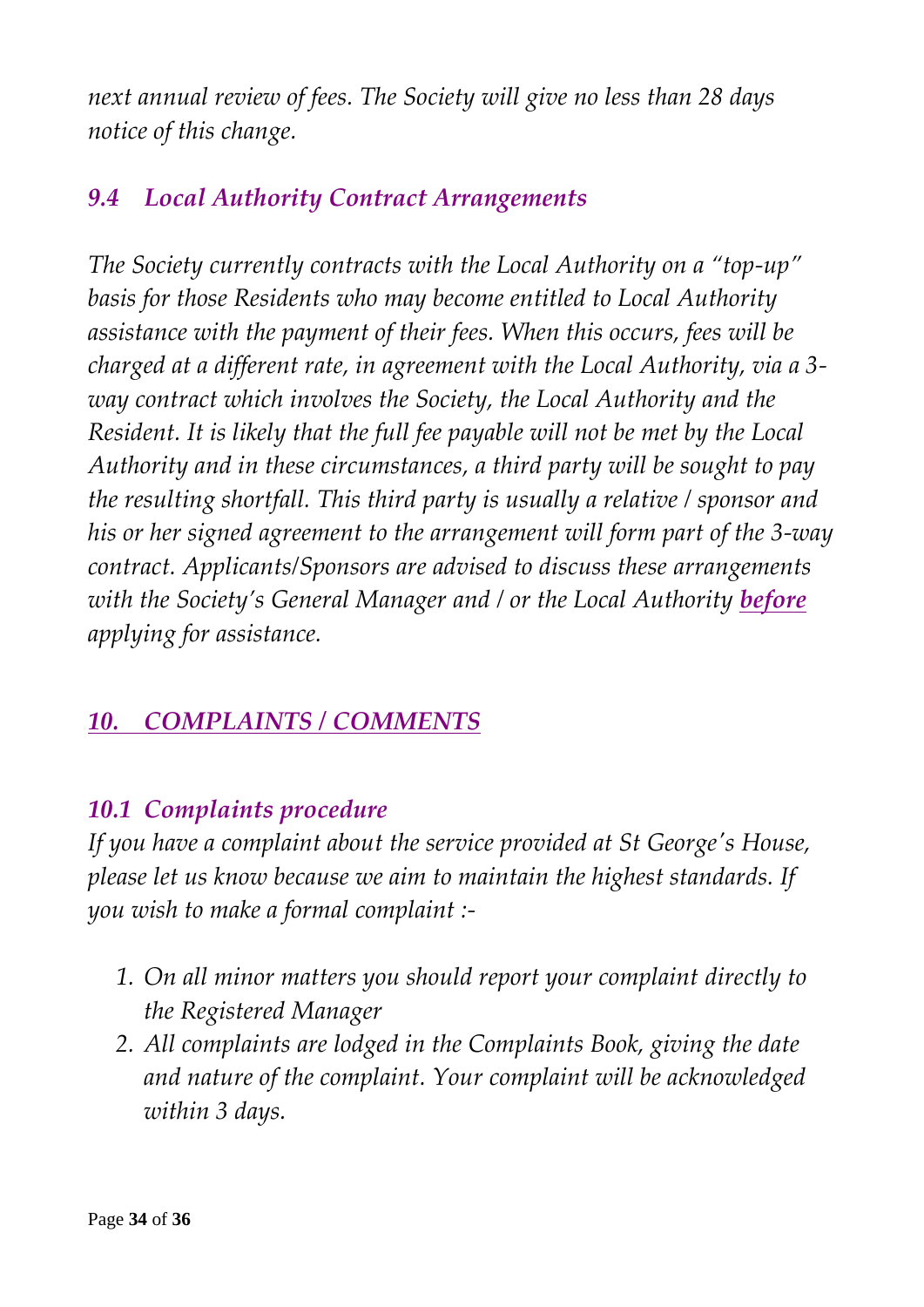*next annual review of fees. The Society will give no less than 28 days notice of this change.*

### *9.4 Local Authority Contract Arrangements*

*The Society currently contracts with the Local Authority on a "top-up" basis for those Residents who may become entitled to Local Authority assistance with the payment of their fees. When this occurs, fees will be charged at a different rate, in agreement with the Local Authority, via a 3-way contract which involves the Society, the Local Authority and the Resident. It is likely that the full fee payable will not be met by the Local Authority and in these circumstances, a third party will be sought to pay the resulting shortfall. This third party is usually a relative / sponsor and his or her signed agreement to the arrangement will form part of the 3-way contract. Applicants/Sponsors are advised to discuss these arrangements with the Society's General Manager and / or the Local Authority **before** applying for assistance.*

## *10. COMPLAINTS / COMMENTS*

### *10.1 Complaints procedure*

*If you have a complaint about the service provided at St George's House, please let us know because we aim to maintain the highest standards. If you wish to make a formal complaint :-*

1. *On all minor matters you should report your complaint directly to the Registered Manager*
2. *All complaints are lodged in the Complaints Book, giving the date and nature of the complaint. Your complaint will be acknowledged within 3 days.*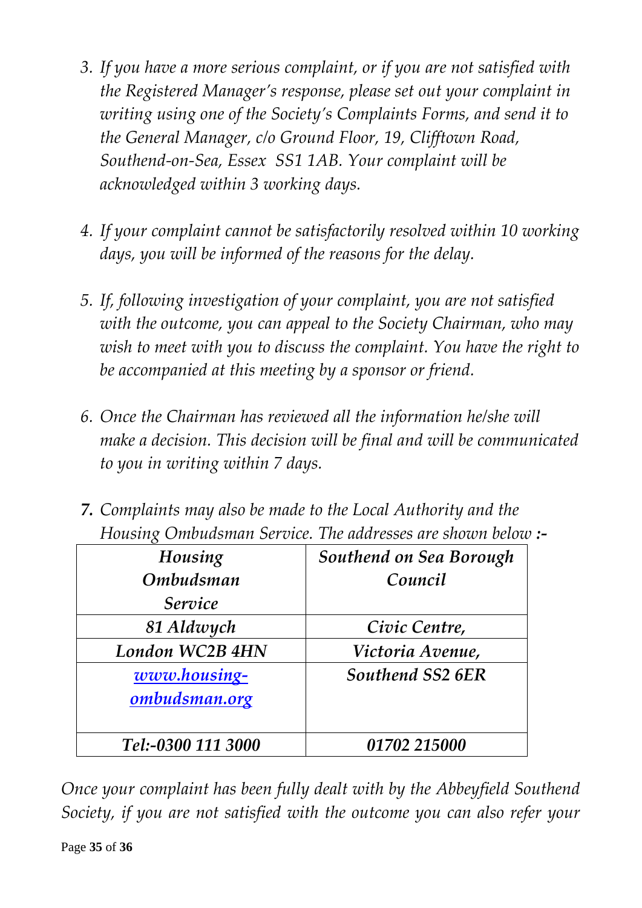3. *If you have a more serious complaint, or if you are not satisfied with the Registered Manager's response, please set out your complaint in writing using one of the Society's Complaints Forms, and send it to the General Manager, c/o Ground Floor, 19, Clifftown Road, Southend-on-Sea, Essex SS1 1AB. Your complaint will be acknowledged within 3 working days.*

4. *If your complaint cannot be satisfactorily resolved within 10 working days, you will be informed of the reasons for the delay.*

5. *If, following investigation of your complaint, you are not satisfied with the outcome, you can appeal to the Society Chairman, who may wish to meet with you to discuss the complaint. You have the right to be accompanied at this meeting by a sponsor or friend.*

6. *Once the Chairman has reviewed all the information he/she will make a decision. This decision will be final and will be communicated to you in writing within 7 days.*

7. *Complaints may also be made to the Local Authority and the Housing Ombudsman Service. The addresses are shown below* **:-**

| ***Housing Ombudsman Service*** | ***Southend on Sea Borough Council*** |
|---|---|
| ***81 Aldwych*** | ***Civic Centre,*** |
| ***London WC2B 4HN*** | ***Victoria Avenue,*** |
| ***www.housing-ombudsman.org*** | ***Southend SS2 6ER*** |
| ***Tel:-0300 111 3000*** | ***01702 215000*** |

*Once your complaint has been fully dealt with by the Abbeyfield Southend Society, if you are not satisfied with the outcome you can also refer your*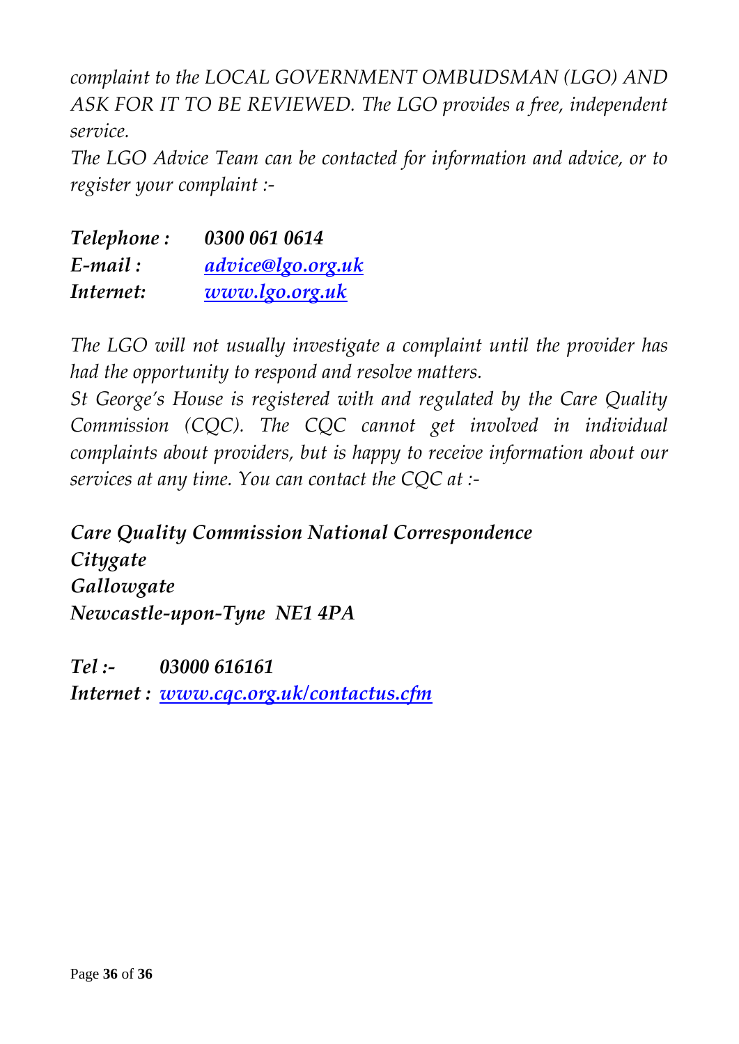*complaint to the LOCAL GOVERNMENT OMBUDSMAN (LGO) AND ASK FOR IT TO BE REVIEWED. The LGO provides a free, independent service.*

*The LGO Advice Team can be contacted for information and advice, or to register your complaint :-*

***Telephone :*** ***0300 061 0614***
***E-mail :*** ***advice@lgo.org.uk***
***Internet:*** ***www.lgo.org.uk***

*The LGO will not usually investigate a complaint until the provider has had the opportunity to respond and resolve matters.*

*St George's House is registered with and regulated by the Care Quality Commission (CQC). The CQC cannot get involved in individual complaints about providers, but is happy to receive information about our services at any time. You can contact the CQC at :-*

***Care Quality Commission National Correspondence***
***Citygate***
***Gallowgate***
***Newcastle-upon-Tyne NE1 4PA***

***Tel :-*** ***03000 616161***
***Internet :*** ***www.cqc.org.uk/contactus.cfm***